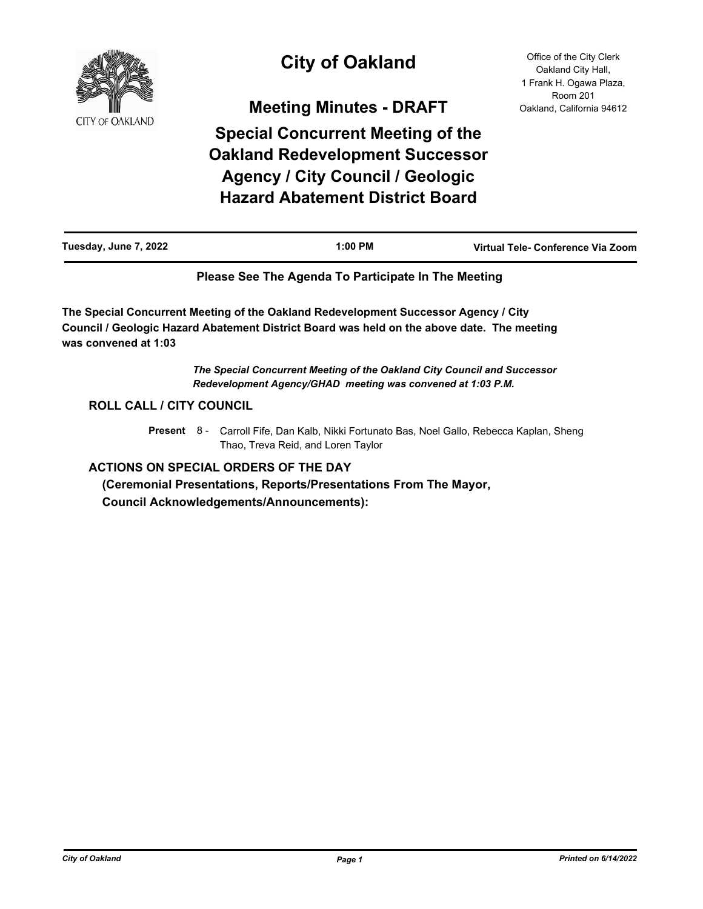# City of Oakland

Office of the City Clerk
Oakland City Hall,
1 Frank H. Ogawa Plaza,
Room 201
Oakland, California 94612

## Meeting Minutes - DRAFT

## Special Concurrent Meeting of the Oakland Redevelopment Successor Agency / City Council / Geologic Hazard Abatement District Board

| Tuesday, June 7, 2022 | 1:00 PM | Virtual Tele- Conference Via Zoom |
|---|---|---|

**Please See The Agenda To Participate In The Meeting**

**The Special Concurrent Meeting of the Oakland Redevelopment Successor Agency / City Council / Geologic Hazard Abatement District Board was held on the above date. The meeting was convened at 1:03**

***The Special Concurrent Meeting of the Oakland City Council and Successor Redevelopment Agency/GHAD meeting was convened at 1:03 P.M.***

### ROLL CALL / CITY COUNCIL

**Present** 8 - Carroll Fife, Dan Kalb, Nikki Fortunato Bas, Noel Gallo, Rebecca Kaplan, Sheng Thao, Treva Reid, and Loren Taylor

### ACTIONS ON SPECIAL ORDERS OF THE DAY
**(Ceremonial Presentations, Reports/Presentations From The Mayor, Council Acknowledgements/Announcements):**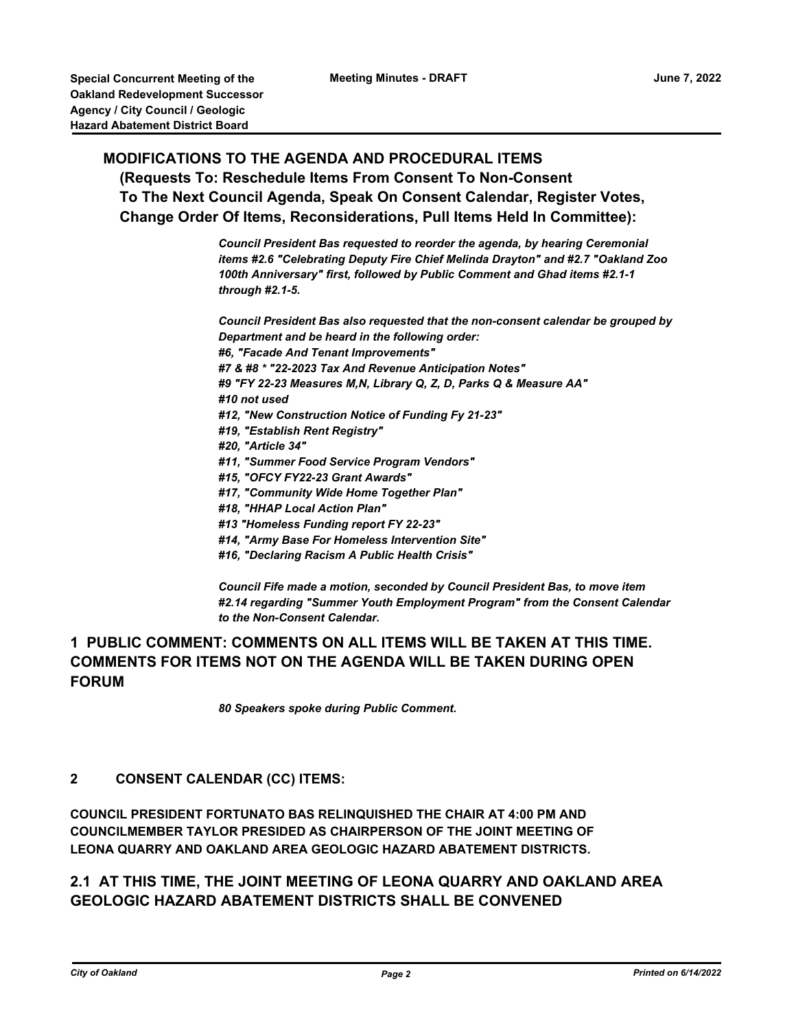## MODIFICATIONS TO THE AGENDA AND PROCEDURAL ITEMS

**(Requests To: Reschedule Items From Consent To Non-Consent To The Next Council Agenda, Speak On Consent Calendar, Register Votes, Change Order Of Items, Reconsiderations, Pull Items Held In Committee):**

***Council President Bas requested to reorder the agenda, by hearing Ceremonial items #2.6 "Celebrating Deputy Fire Chief Melinda Drayton" and #2.7 "Oakland Zoo 100th Anniversary" first, followed by Public Comment and Ghad items #2.1-1 through #2.1-5.***

***Council President Bas also requested that the non-consent calendar be grouped by Department and be heard in the following order:***
***#6, "Facade And Tenant Improvements"***
***#7 & #8 * "22-2023 Tax And Revenue Anticipation Notes"***
***#9 "FY 22-23 Measures M,N, Library Q, Z, D, Parks Q & Measure AA"***
***#10 not used***
***#12, "New Construction Notice of Funding Fy 21-23"***
***#19, "Establish Rent Registry"***
***#20, "Article 34"***
***#11, "Summer Food Service Program Vendors"***
***#15, "OFCY FY22-23 Grant Awards"***
***#17, "Community Wide Home Together Plan"***
***#18, "HHAP Local Action Plan"***
***#13 "Homeless Funding report FY 22-23"***
***#14, "Army Base For Homeless Intervention Site"***
***#16, "Declaring Racism A Public Health Crisis"***

***Council Fife made a motion, seconded by Council President Bas, to move item #2.14 regarding "Summer Youth Employment Program" from the Consent Calendar to the Non-Consent Calendar.***

## 1 PUBLIC COMMENT: COMMENTS ON ALL ITEMS WILL BE TAKEN AT THIS TIME. COMMENTS FOR ITEMS NOT ON THE AGENDA WILL BE TAKEN DURING OPEN FORUM

***80 Speakers spoke during Public Comment.***

## 2 CONSENT CALENDAR (CC) ITEMS:

**COUNCIL PRESIDENT FORTUNATO BAS RELINQUISHED THE CHAIR AT 4:00 PM AND COUNCILMEMBER TAYLOR PRESIDED AS CHAIRPERSON OF THE JOINT MEETING OF LEONA QUARRY AND OAKLAND AREA GEOLOGIC HAZARD ABATEMENT DISTRICTS.**

## 2.1 AT THIS TIME, THE JOINT MEETING OF LEONA QUARRY AND OAKLAND AREA GEOLOGIC HAZARD ABATEMENT DISTRICTS SHALL BE CONVENED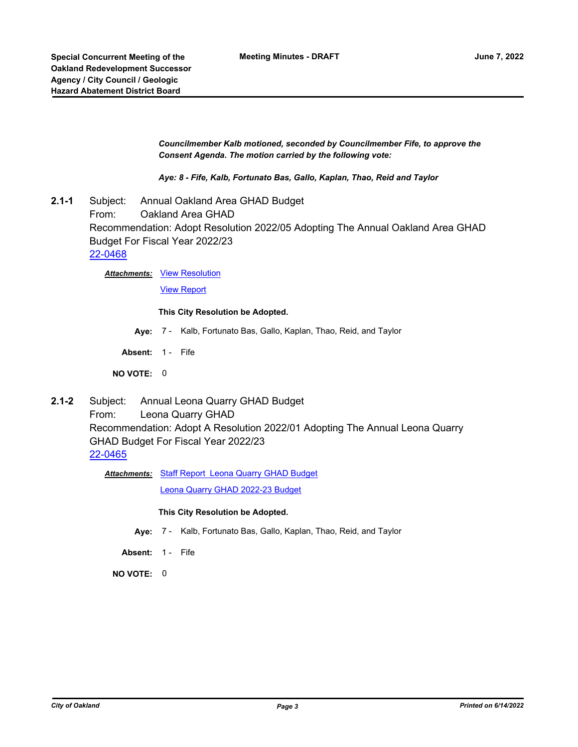***Councilmember Kalb motioned, seconded by Councilmember Fife, to approve the Consent Agenda. The motion carried by the following vote:***

***Aye: 8 - Fife, Kalb, Fortunato Bas, Gallo, Kaplan, Thao, Reid and Taylor***

**2.1-1** Subject: Annual Oakland Area GHAD Budget
From: Oakland Area GHAD
Recommendation: Adopt Resolution 2022/05 Adopting The Annual Oakland Area GHAD Budget For Fiscal Year 2022/23
[22-0468]

***Attachments:*** [View Resolution]
[View Report]

**This City Resolution be Adopted.**

**Aye:** 7 - Kalb, Fortunato Bas, Gallo, Kaplan, Thao, Reid, and Taylor

**Absent:** 1 - Fife

**NO VOTE:** 0

**2.1-2** Subject: Annual Leona Quarry GHAD Budget
From: Leona Quarry GHAD
Recommendation: Adopt A Resolution 2022/01 Adopting The Annual Leona Quarry GHAD Budget For Fiscal Year 2022/23
[22-0465]

***Attachments:*** [Staff Report Leona Quarry GHAD Budget]
[Leona Quarry GHAD 2022-23 Budget]

**This City Resolution be Adopted.**

**Aye:** 7 - Kalb, Fortunato Bas, Gallo, Kaplan, Thao, Reid, and Taylor

**Absent:** 1 - Fife

**NO VOTE:** 0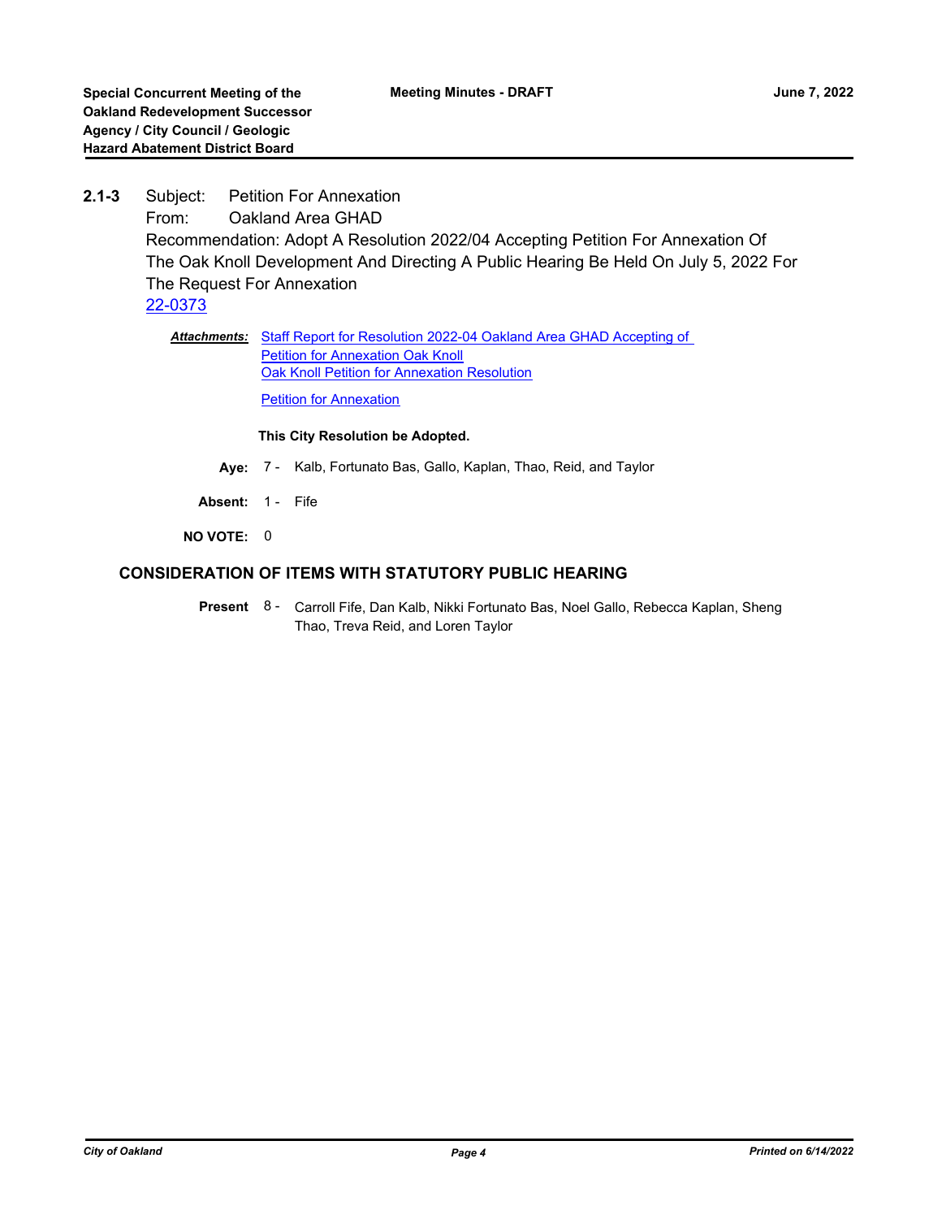**2.1-3** Subject: Petition For Annexation
From: Oakland Area GHAD
Recommendation: Adopt A Resolution 2022/04 Accepting Petition For Annexation Of The Oak Knoll Development And Directing A Public Hearing Be Held On July 5, 2022 For The Request For Annexation
22-0373

***Attachments:*** Staff Report for Resolution 2022-04 Oakland Area GHAD Accepting of Petition for Annexation Oak Knoll
Oak Knoll Petition for Annexation Resolution
Petition for Annexation

**This City Resolution be Adopted.**

**Aye:** 7 - Kalb, Fortunato Bas, Gallo, Kaplan, Thao, Reid, and Taylor

**Absent:** 1 - Fife

**NO VOTE:** 0

## CONSIDERATION OF ITEMS WITH STATUTORY PUBLIC HEARING

**Present** 8 - Carroll Fife, Dan Kalb, Nikki Fortunato Bas, Noel Gallo, Rebecca Kaplan, Sheng Thao, Treva Reid, and Loren Taylor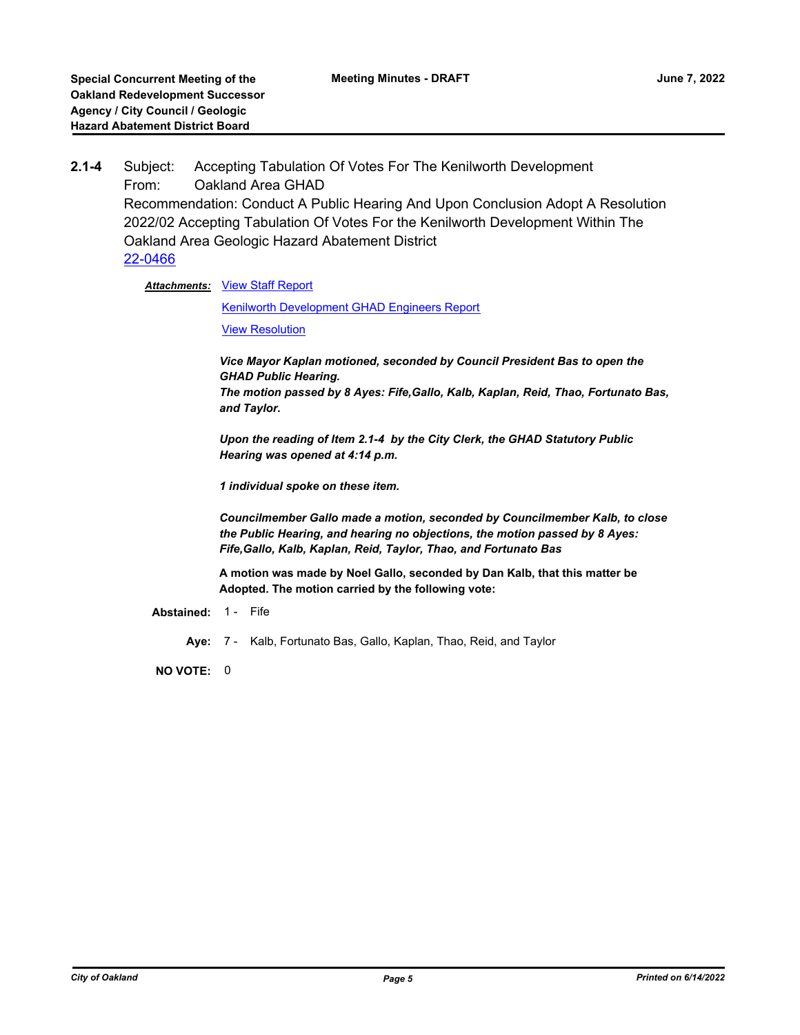**2.1-4** Subject: Accepting Tabulation Of Votes For The Kenilworth Development
From: Oakland Area GHAD
Recommendation: Conduct A Public Hearing And Upon Conclusion Adopt A Resolution 2022/02 Accepting Tabulation Of Votes For the Kenilworth Development Within The Oakland Area Geologic Hazard Abatement District
22-0466

***Attachments:*** View Staff Report
Kenilworth Development GHAD Engineers Report
View Resolution

***Vice Mayor Kaplan motioned, seconded by Council President Bas to open the GHAD Public Hearing.***
***The motion passed by 8 Ayes: Fife,Gallo, Kalb, Kaplan, Reid, Thao, Fortunato Bas, and Taylor.***

***Upon the reading of Item 2.1-4 by the City Clerk, the GHAD Statutory Public Hearing was opened at 4:14 p.m.***

***1 individual spoke on these item.***

***Councilmember Gallo made a motion, seconded by Councilmember Kalb, to close the Public Hearing, and hearing no objections, the motion passed by 8 Ayes: Fife,Gallo, Kalb, Kaplan, Reid, Taylor, Thao, and Fortunato Bas***

**A motion was made by Noel Gallo, seconded by Dan Kalb, that this matter be Adopted. The motion carried by the following vote:**

**Abstained:** 1 - Fife

**Aye:** 7 - Kalb, Fortunato Bas, Gallo, Kaplan, Thao, Reid, and Taylor

**NO VOTE:** 0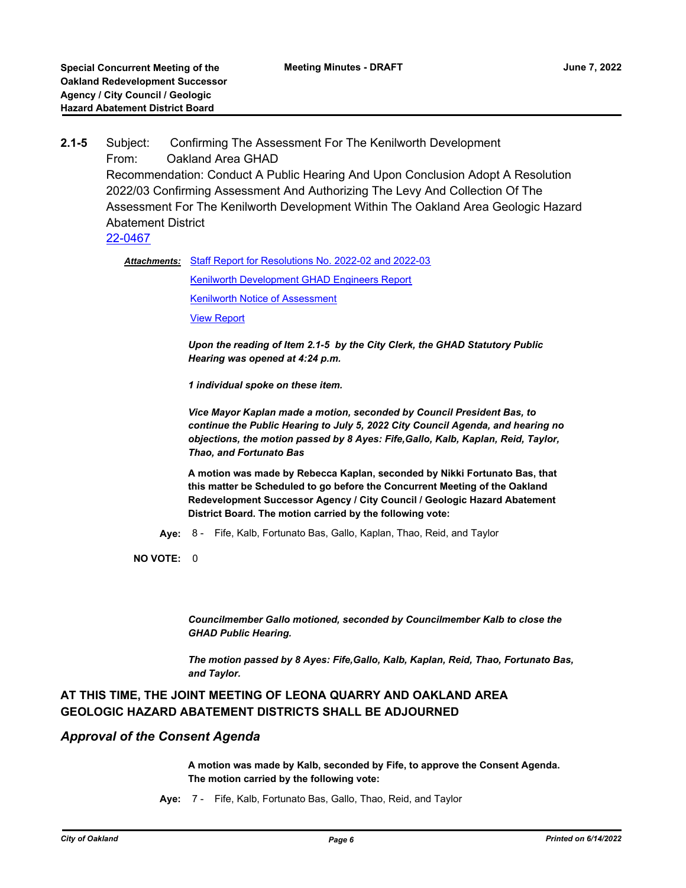**2.1-5** Subject: Confirming The Assessment For The Kenilworth Development
From: Oakland Area GHAD
Recommendation: Conduct A Public Hearing And Upon Conclusion Adopt A Resolution 2022/03 Confirming Assessment And Authorizing The Levy And Collection Of The Assessment For The Kenilworth Development Within The Oakland Area Geologic Hazard Abatement District
22-0467

***Attachments:*** Staff Report for Resolutions No. 2022-02 and 2022-03
Kenilworth Development GHAD Engineers Report
Kenilworth Notice of Assessment
View Report

***Upon the reading of Item 2.1-5 by the City Clerk, the GHAD Statutory Public Hearing was opened at 4:24 p.m.***

***1 individual spoke on these item.***

***Vice Mayor Kaplan made a motion, seconded by Council President Bas, to continue the Public Hearing to July 5, 2022 City Council Agenda, and hearing no objections, the motion passed by 8 Ayes: Fife,Gallo, Kalb, Kaplan, Reid, Taylor, Thao, and Fortunato Bas***

**A motion was made by Rebecca Kaplan, seconded by Nikki Fortunato Bas, that this matter be Scheduled to go before the Concurrent Meeting of the Oakland Redevelopment Successor Agency / City Council / Geologic Hazard Abatement District Board. The motion carried by the following vote:**

**Aye:** 8 - Fife, Kalb, Fortunato Bas, Gallo, Kaplan, Thao, Reid, and Taylor

**NO VOTE:** 0

***Councilmember Gallo motioned, seconded by Councilmember Kalb to close the GHAD Public Hearing.***

***The motion passed by 8 Ayes: Fife,Gallo, Kalb, Kaplan, Reid, Thao, Fortunato Bas, and Taylor.***

**AT THIS TIME, THE JOINT MEETING OF LEONA QUARRY AND OAKLAND AREA GEOLOGIC HAZARD ABATEMENT DISTRICTS SHALL BE ADJOURNED**

## *Approval of the Consent Agenda*

**A motion was made by Kalb, seconded by Fife, to approve the Consent Agenda. The motion carried by the following vote:**

**Aye:** 7 - Fife, Kalb, Fortunato Bas, Gallo, Thao, Reid, and Taylor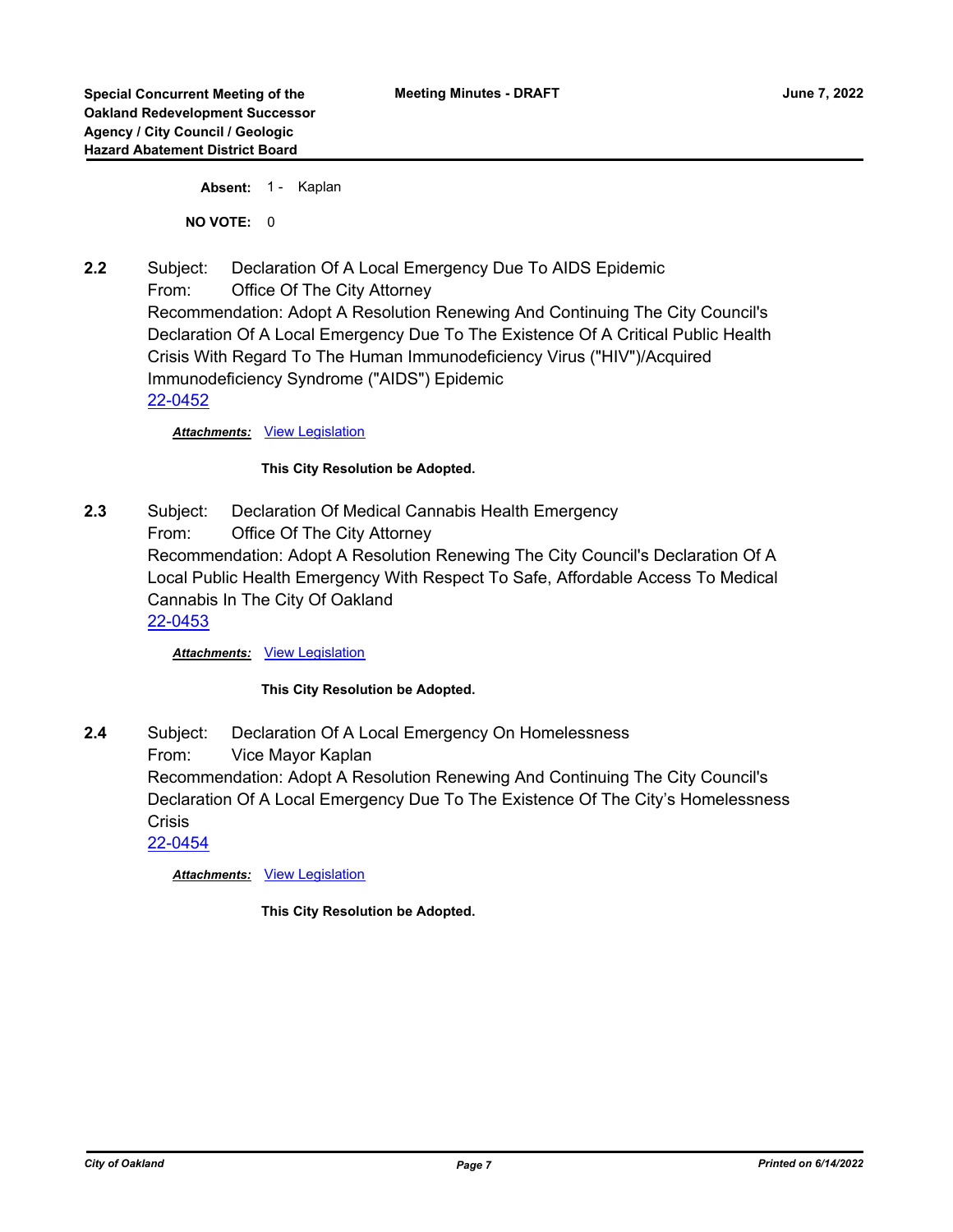**Absent:** 1 - Kaplan

**NO VOTE:** 0

**2.2** Subject: Declaration Of A Local Emergency Due To AIDS Epidemic
From: Office Of The City Attorney
Recommendation: Adopt A Resolution Renewing And Continuing The City Council's Declaration Of A Local Emergency Due To The Existence Of A Critical Public Health Crisis With Regard To The Human Immunodeficiency Virus ("HIV")/Acquired Immunodeficiency Syndrome ("AIDS") Epidemic
22-0452

***Attachments:*** View Legislation

**This City Resolution be Adopted.**

**2.3** Subject: Declaration Of Medical Cannabis Health Emergency
From: Office Of The City Attorney
Recommendation: Adopt A Resolution Renewing The City Council's Declaration Of A Local Public Health Emergency With Respect To Safe, Affordable Access To Medical Cannabis In The City Of Oakland
22-0453

***Attachments:*** View Legislation

**This City Resolution be Adopted.**

**2.4** Subject: Declaration Of A Local Emergency On Homelessness
From: Vice Mayor Kaplan
Recommendation: Adopt A Resolution Renewing And Continuing The City Council's Declaration Of A Local Emergency Due To The Existence Of The City's Homelessness Crisis
22-0454

***Attachments:*** View Legislation

**This City Resolution be Adopted.**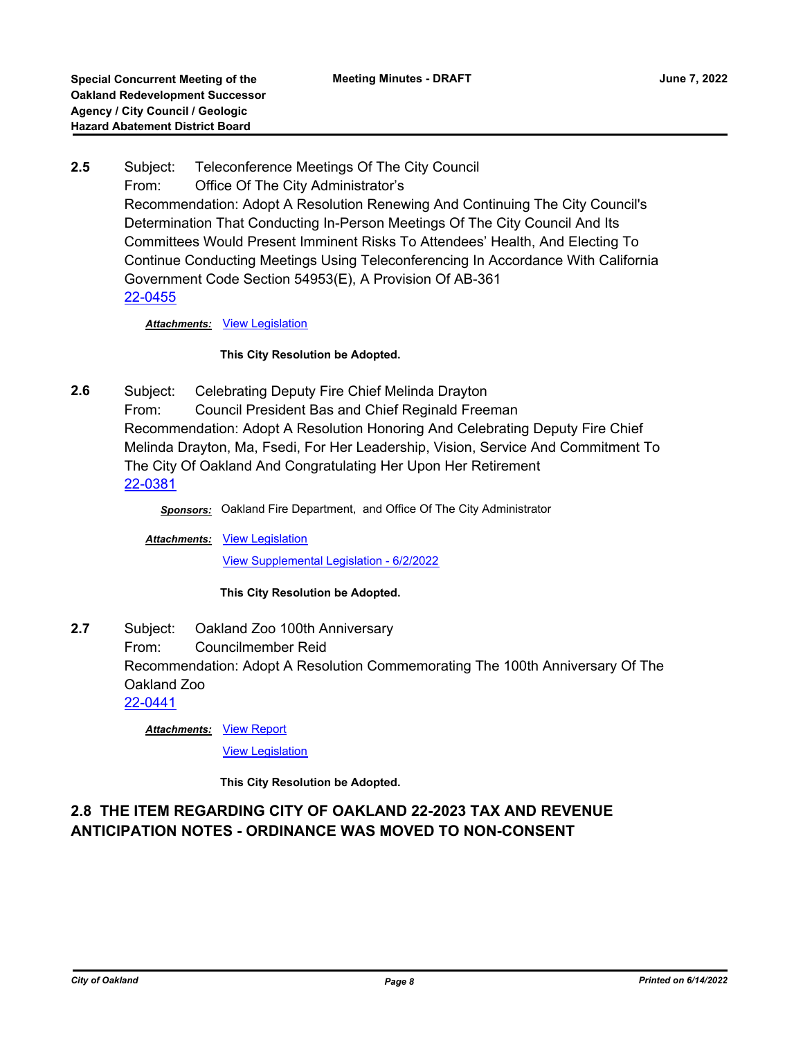**2.5** Subject: Teleconference Meetings Of The City Council
From: Office Of The City Administrator's
Recommendation: Adopt A Resolution Renewing And Continuing The City Council's Determination That Conducting In-Person Meetings Of The City Council And Its Committees Would Present Imminent Risks To Attendees' Health, And Electing To Continue Conducting Meetings Using Teleconferencing In Accordance With California Government Code Section 54953(E), A Provision Of AB-361
22-0455

***Attachments:*** View Legislation

**This City Resolution be Adopted.**

**2.6** Subject: Celebrating Deputy Fire Chief Melinda Drayton
From: Council President Bas and Chief Reginald Freeman
Recommendation: Adopt A Resolution Honoring And Celebrating Deputy Fire Chief Melinda Drayton, Ma, Fsedi, For Her Leadership, Vision, Service And Commitment To The City Of Oakland And Congratulating Her Upon Her Retirement
22-0381

***Sponsors:*** Oakland Fire Department, and Office Of The City Administrator

***Attachments:*** View Legislation

View Supplemental Legislation - 6/2/2022

**This City Resolution be Adopted.**

**2.7** Subject: Oakland Zoo 100th Anniversary
From: Councilmember Reid
Recommendation: Adopt A Resolution Commemorating The 100th Anniversary Of The Oakland Zoo
22-0441

***Attachments:*** View Report

View Legislation

**This City Resolution be Adopted.**

## 2.8 THE ITEM REGARDING CITY OF OAKLAND 22-2023 TAX AND REVENUE ANTICIPATION NOTES - ORDINANCE WAS MOVED TO NON-CONSENT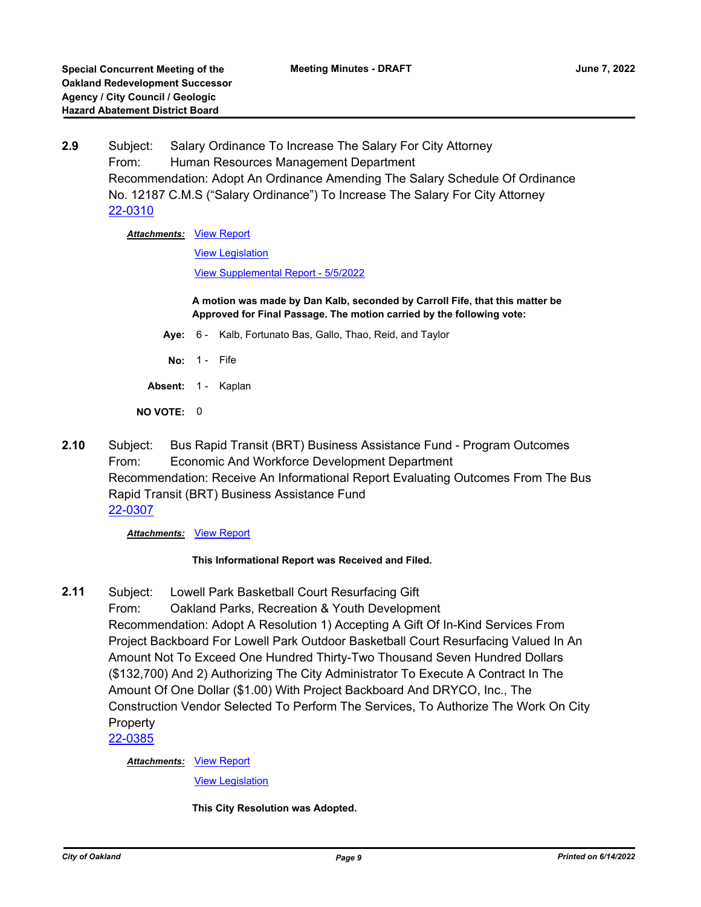**2.9** Subject: Salary Ordinance To Increase The Salary For City Attorney
From: Human Resources Management Department
Recommendation: Adopt An Ordinance Amending The Salary Schedule Of Ordinance No. 12187 C.M.S ("Salary Ordinance") To Increase The Salary For City Attorney
22-0310

***Attachments:*** View Report
View Legislation
View Supplemental Report - 5/5/2022

**A motion was made by Dan Kalb, seconded by Carroll Fife, that this matter be Approved for Final Passage. The motion carried by the following vote:**

**Aye:** 6 - Kalb, Fortunato Bas, Gallo, Thao, Reid, and Taylor

**No:** 1 - Fife

**Absent:** 1 - Kaplan

**NO VOTE:** 0

**2.10** Subject: Bus Rapid Transit (BRT) Business Assistance Fund - Program Outcomes
From: Economic And Workforce Development Department
Recommendation: Receive An Informational Report Evaluating Outcomes From The Bus Rapid Transit (BRT) Business Assistance Fund
22-0307

***Attachments:*** View Report

**This Informational Report was Received and Filed.**

**2.11** Subject: Lowell Park Basketball Court Resurfacing Gift
From: Oakland Parks, Recreation & Youth Development
Recommendation: Adopt A Resolution 1) Accepting A Gift Of In-Kind Services From Project Backboard For Lowell Park Outdoor Basketball Court Resurfacing Valued In An Amount Not To Exceed One Hundred Thirty-Two Thousand Seven Hundred Dollars ($132,700) And 2) Authorizing The City Administrator To Execute A Contract In The Amount Of One Dollar ($1.00) With Project Backboard And DRYCO, Inc., The Construction Vendor Selected To Perform The Services, To Authorize The Work On City Property
22-0385

***Attachments:*** View Report
View Legislation

**This City Resolution was Adopted.**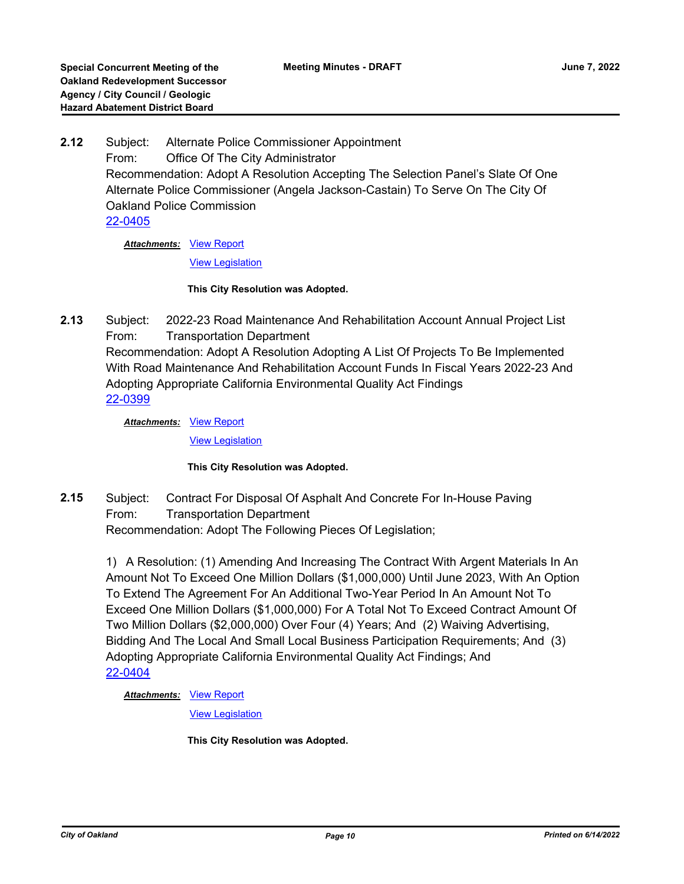**2.12** Subject: Alternate Police Commissioner Appointment
From: Office Of The City Administrator
Recommendation: Adopt A Resolution Accepting The Selection Panel's Slate Of One Alternate Police Commissioner (Angela Jackson-Castain) To Serve On The City Of Oakland Police Commission
22-0405

***Attachments:*** View Report
View Legislation

**This City Resolution was Adopted.**

**2.13** Subject: 2022-23 Road Maintenance And Rehabilitation Account Annual Project List
From: Transportation Department
Recommendation: Adopt A Resolution Adopting A List Of Projects To Be Implemented With Road Maintenance And Rehabilitation Account Funds In Fiscal Years 2022-23 And Adopting Appropriate California Environmental Quality Act Findings
22-0399

***Attachments:*** View Report
View Legislation

**This City Resolution was Adopted.**

**2.15** Subject: Contract For Disposal Of Asphalt And Concrete For In-House Paving
From: Transportation Department
Recommendation: Adopt The Following Pieces Of Legislation;

1) A Resolution: (1) Amending And Increasing The Contract With Argent Materials In An Amount Not To Exceed One Million Dollars ($1,000,000) Until June 2023, With An Option To Extend The Agreement For An Additional Two-Year Period In An Amount Not To Exceed One Million Dollars ($1,000,000) For A Total Not To Exceed Contract Amount Of Two Million Dollars ($2,000,000) Over Four (4) Years; And (2) Waiving Advertising, Bidding And The Local And Small Local Business Participation Requirements; And (3) Adopting Appropriate California Environmental Quality Act Findings; And
22-0404

***Attachments:*** View Report
View Legislation

**This City Resolution was Adopted.**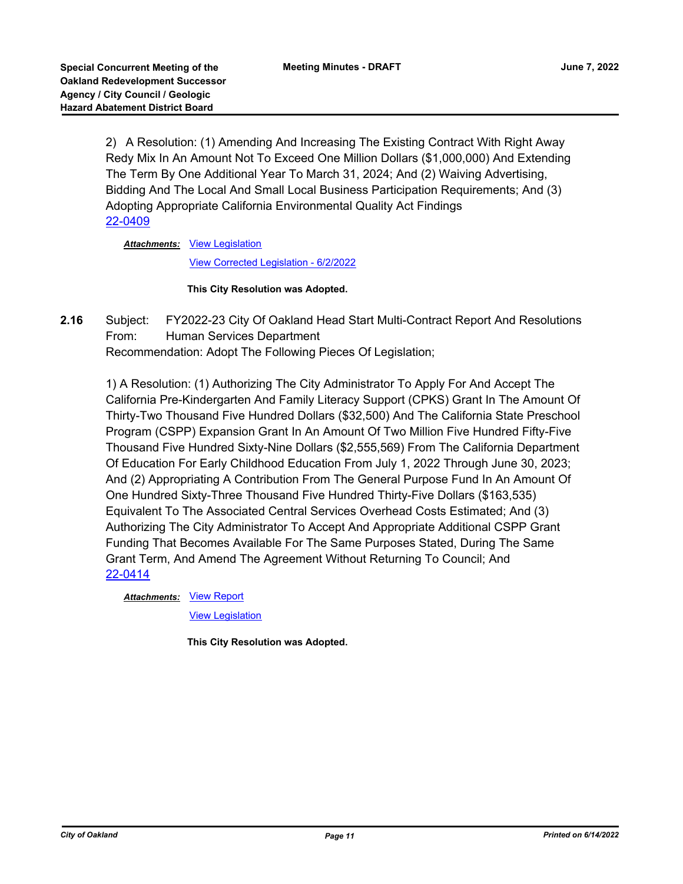2) A Resolution: (1) Amending And Increasing The Existing Contract With Right Away Redy Mix In An Amount Not To Exceed One Million Dollars ($1,000,000) And Extending The Term By One Additional Year To March 31, 2024; And (2) Waiving Advertising, Bidding And The Local And Small Local Business Participation Requirements; And (3) Adopting Appropriate California Environmental Quality Act Findings
22-0409

***Attachments:*** View Legislation

View Corrected Legislation - 6/2/2022

**This City Resolution was Adopted.**

**2.16** Subject: FY2022-23 City Of Oakland Head Start Multi-Contract Report And Resolutions
From: Human Services Department
Recommendation: Adopt The Following Pieces Of Legislation;

1) A Resolution: (1) Authorizing The City Administrator To Apply For And Accept The California Pre-Kindergarten And Family Literacy Support (CPKS) Grant In The Amount Of Thirty-Two Thousand Five Hundred Dollars ($32,500) And The California State Preschool Program (CSPP) Expansion Grant In An Amount Of Two Million Five Hundred Fifty-Five Thousand Five Hundred Sixty-Nine Dollars ($2,555,569) From The California Department Of Education For Early Childhood Education From July 1, 2022 Through June 30, 2023; And (2) Appropriating A Contribution From The General Purpose Fund In An Amount Of One Hundred Sixty-Three Thousand Five Hundred Thirty-Five Dollars ($163,535) Equivalent To The Associated Central Services Overhead Costs Estimated; And (3) Authorizing The City Administrator To Accept And Appropriate Additional CSPP Grant Funding That Becomes Available For The Same Purposes Stated, During The Same Grant Term, And Amend The Agreement Without Returning To Council; And
22-0414

***Attachments:*** View Report

View Legislation

**This City Resolution was Adopted.**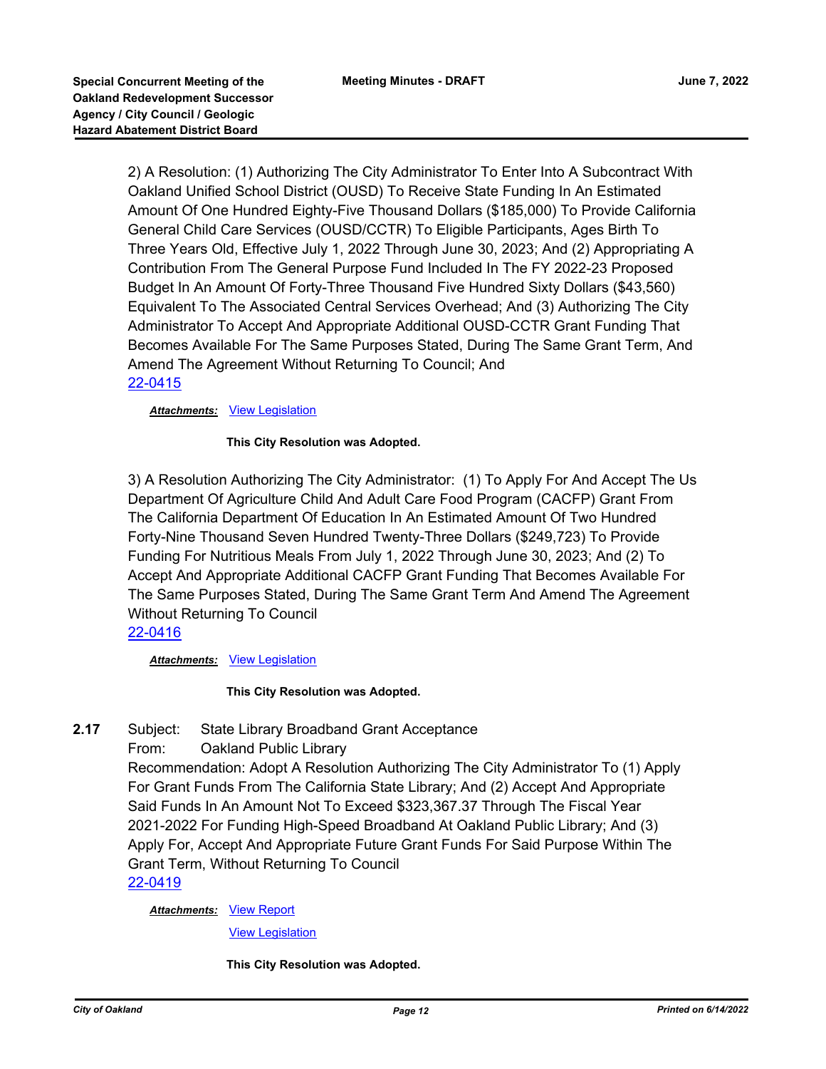2) A Resolution: (1) Authorizing The City Administrator To Enter Into A Subcontract With Oakland Unified School District (OUSD) To Receive State Funding In An Estimated Amount Of One Hundred Eighty-Five Thousand Dollars ($185,000) To Provide California General Child Care Services (OUSD/CCTR) To Eligible Participants, Ages Birth To Three Years Old, Effective July 1, 2022 Through June 30, 2023; And (2) Appropriating A Contribution From The General Purpose Fund Included In The FY 2022-23 Proposed Budget In An Amount Of Forty-Three Thousand Five Hundred Sixty Dollars ($43,560) Equivalent To The Associated Central Services Overhead; And (3) Authorizing The City Administrator To Accept And Appropriate Additional OUSD-CCTR Grant Funding That Becomes Available For The Same Purposes Stated, During The Same Grant Term, And Amend The Agreement Without Returning To Council; And
22-0415

***Attachments:*** View Legislation

**This City Resolution was Adopted.**

3) A Resolution Authorizing The City Administrator: (1) To Apply For And Accept The Us Department Of Agriculture Child And Adult Care Food Program (CACFP) Grant From The California Department Of Education In An Estimated Amount Of Two Hundred Forty-Nine Thousand Seven Hundred Twenty-Three Dollars ($249,723) To Provide Funding For Nutritious Meals From July 1, 2022 Through June 30, 2023; And (2) To Accept And Appropriate Additional CACFP Grant Funding That Becomes Available For The Same Purposes Stated, During The Same Grant Term And Amend The Agreement Without Returning To Council
22-0416

***Attachments:*** View Legislation

**This City Resolution was Adopted.**

**2.17** Subject: State Library Broadband Grant Acceptance
From: Oakland Public Library
Recommendation: Adopt A Resolution Authorizing The City Administrator To (1) Apply For Grant Funds From The California State Library; And (2) Accept And Appropriate Said Funds In An Amount Not To Exceed $323,367.37 Through The Fiscal Year 2021-2022 For Funding High-Speed Broadband At Oakland Public Library; And (3) Apply For, Accept And Appropriate Future Grant Funds For Said Purpose Within The Grant Term, Without Returning To Council
22-0419

***Attachments:*** View Report

View Legislation

**This City Resolution was Adopted.**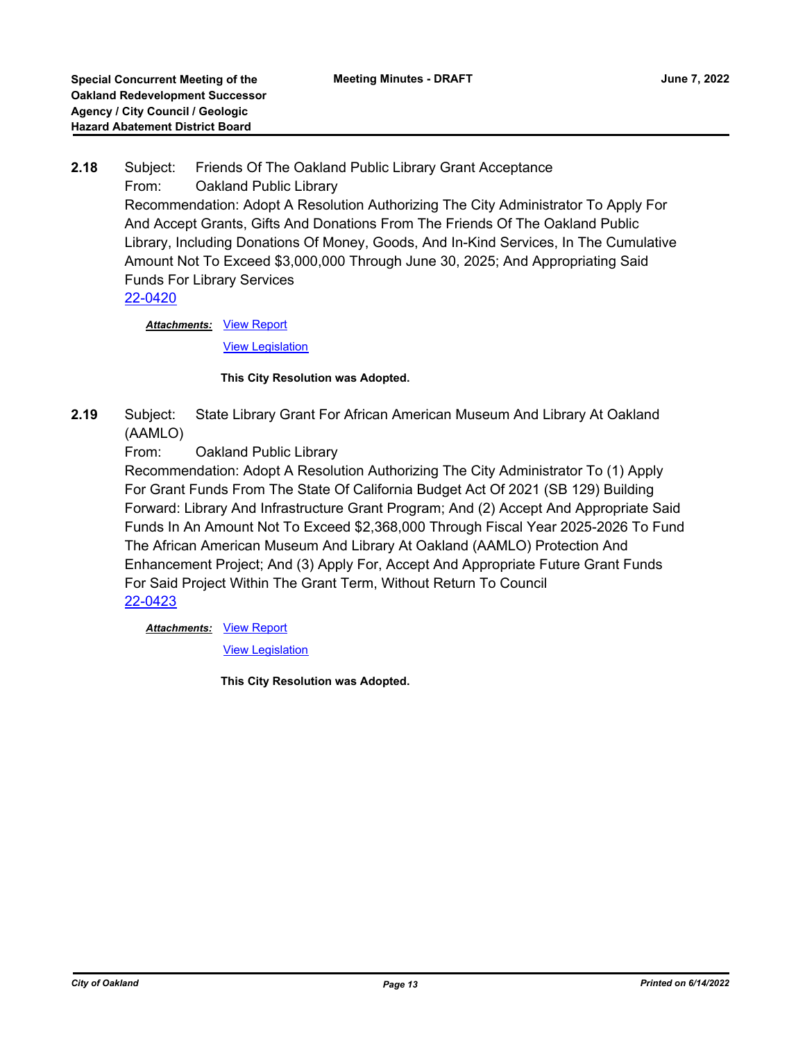**2.18** Subject: Friends Of The Oakland Public Library Grant Acceptance

From: Oakland Public Library

Recommendation: Adopt A Resolution Authorizing The City Administrator To Apply For And Accept Grants, Gifts And Donations From The Friends Of The Oakland Public Library, Including Donations Of Money, Goods, And In-Kind Services, In The Cumulative Amount Not To Exceed $3,000,000 Through June 30, 2025; And Appropriating Said Funds For Library Services

22-0420

***Attachments:*** View Report

View Legislation

**This City Resolution was Adopted.**

**2.19** Subject: State Library Grant For African American Museum And Library At Oakland (AAMLO)

From: Oakland Public Library

Recommendation: Adopt A Resolution Authorizing The City Administrator To (1) Apply For Grant Funds From The State Of California Budget Act Of 2021 (SB 129) Building Forward: Library And Infrastructure Grant Program; And (2) Accept And Appropriate Said Funds In An Amount Not To Exceed $2,368,000 Through Fiscal Year 2025-2026 To Fund The African American Museum And Library At Oakland (AAMLO) Protection And Enhancement Project; And (3) Apply For, Accept And Appropriate Future Grant Funds For Said Project Within The Grant Term, Without Return To Council

22-0423

***Attachments:*** View Report

View Legislation

**This City Resolution was Adopted.**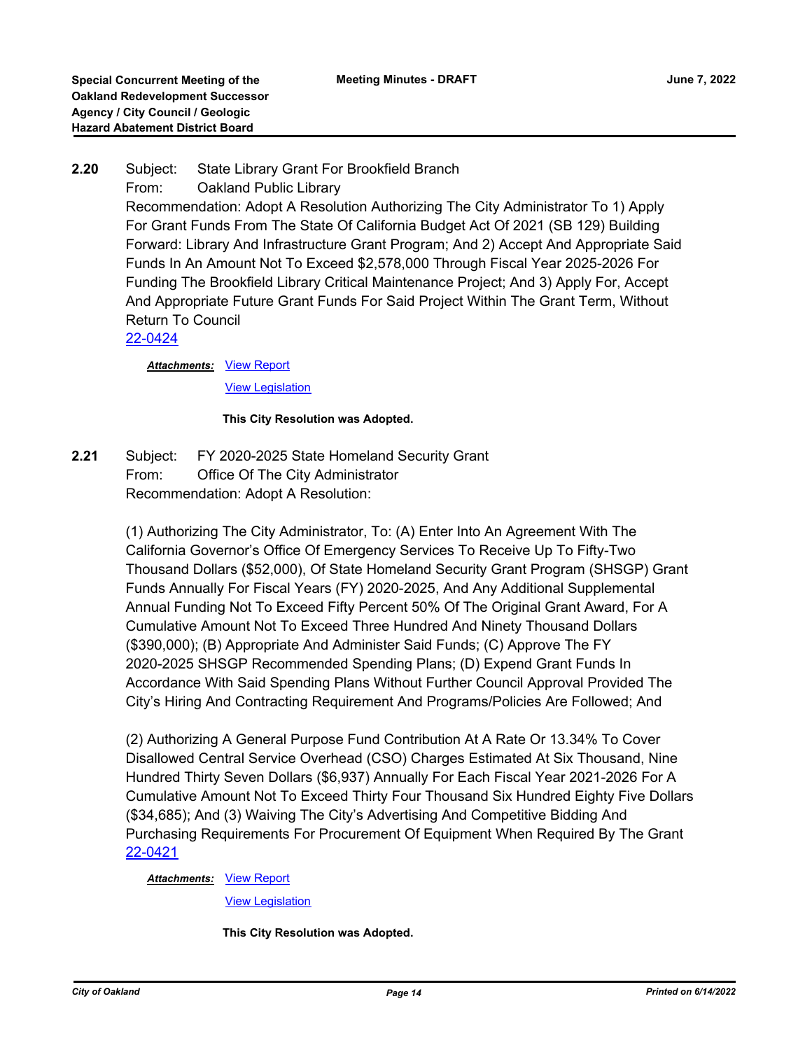**2.20** Subject: State Library Grant For Brookfield Branch
From: Oakland Public Library
Recommendation: Adopt A Resolution Authorizing The City Administrator To 1) Apply For Grant Funds From The State Of California Budget Act Of 2021 (SB 129) Building Forward: Library And Infrastructure Grant Program; And 2) Accept And Appropriate Said Funds In An Amount Not To Exceed $2,578,000 Through Fiscal Year 2025-2026 For Funding The Brookfield Library Critical Maintenance Project; And 3) Apply For, Accept And Appropriate Future Grant Funds For Said Project Within The Grant Term, Without Return To Council
22-0424

***Attachments:*** View Report
View Legislation

**This City Resolution was Adopted.**

**2.21** Subject: FY 2020-2025 State Homeland Security Grant
From: Office Of The City Administrator
Recommendation: Adopt A Resolution:

(1) Authorizing The City Administrator, To: (A) Enter Into An Agreement With The California Governor's Office Of Emergency Services To Receive Up To Fifty-Two Thousand Dollars ($52,000), Of State Homeland Security Grant Program (SHSGP) Grant Funds Annually For Fiscal Years (FY) 2020-2025, And Any Additional Supplemental Annual Funding Not To Exceed Fifty Percent 50% Of The Original Grant Award, For A Cumulative Amount Not To Exceed Three Hundred And Ninety Thousand Dollars ($390,000); (B) Appropriate And Administer Said Funds; (C) Approve The FY 2020-2025 SHSGP Recommended Spending Plans; (D) Expend Grant Funds In Accordance With Said Spending Plans Without Further Council Approval Provided The City's Hiring And Contracting Requirement And Programs/Policies Are Followed; And

(2) Authorizing A General Purpose Fund Contribution At A Rate Or 13.34% To Cover Disallowed Central Service Overhead (CSO) Charges Estimated At Six Thousand, Nine Hundred Thirty Seven Dollars ($6,937) Annually For Each Fiscal Year 2021-2026 For A Cumulative Amount Not To Exceed Thirty Four Thousand Six Hundred Eighty Five Dollars ($34,685); And (3) Waiving The City's Advertising And Competitive Bidding And Purchasing Requirements For Procurement Of Equipment When Required By The Grant
22-0421

***Attachments:*** View Report
View Legislation

**This City Resolution was Adopted.**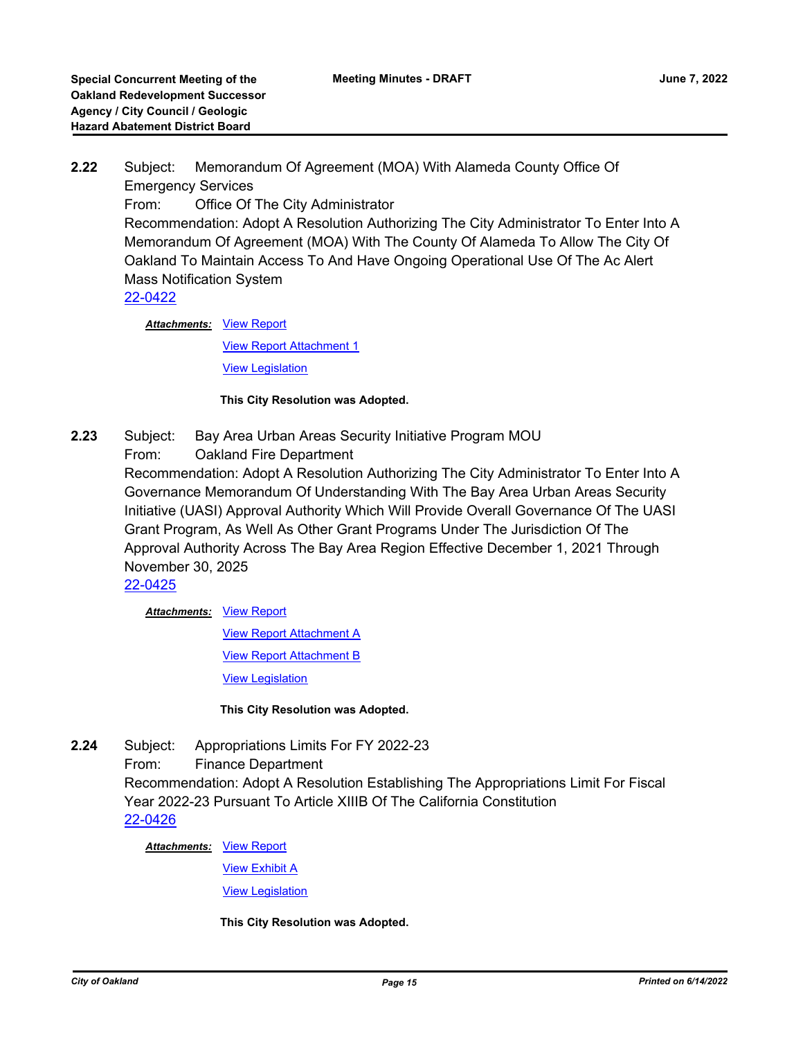**2.22** Subject: Memorandum Of Agreement (MOA) With Alameda County Office Of Emergency Services

From: Office Of The City Administrator

Recommendation: Adopt A Resolution Authorizing The City Administrator To Enter Into A Memorandum Of Agreement (MOA) With The County Of Alameda To Allow The City Of Oakland To Maintain Access To And Have Ongoing Operational Use Of The Ac Alert Mass Notification System

22-0422

***Attachments:*** View Report

View Report Attachment 1

View Legislation

**This City Resolution was Adopted.**

**2.23** Subject: Bay Area Urban Areas Security Initiative Program MOU

From: Oakland Fire Department

Recommendation: Adopt A Resolution Authorizing The City Administrator To Enter Into A Governance Memorandum Of Understanding With The Bay Area Urban Areas Security Initiative (UASI) Approval Authority Which Will Provide Overall Governance Of The UASI Grant Program, As Well As Other Grant Programs Under The Jurisdiction Of The Approval Authority Across The Bay Area Region Effective December 1, 2021 Through November 30, 2025

22-0425

***Attachments:*** View Report

View Report Attachment A

View Report Attachment B

View Legislation

**This City Resolution was Adopted.**

**2.24** Subject: Appropriations Limits For FY 2022-23

From: Finance Department

Recommendation: Adopt A Resolution Establishing The Appropriations Limit For Fiscal Year 2022-23 Pursuant To Article XIIIB Of The California Constitution

22-0426

***Attachments:*** View Report

View Exhibit A

View Legislation

**This City Resolution was Adopted.**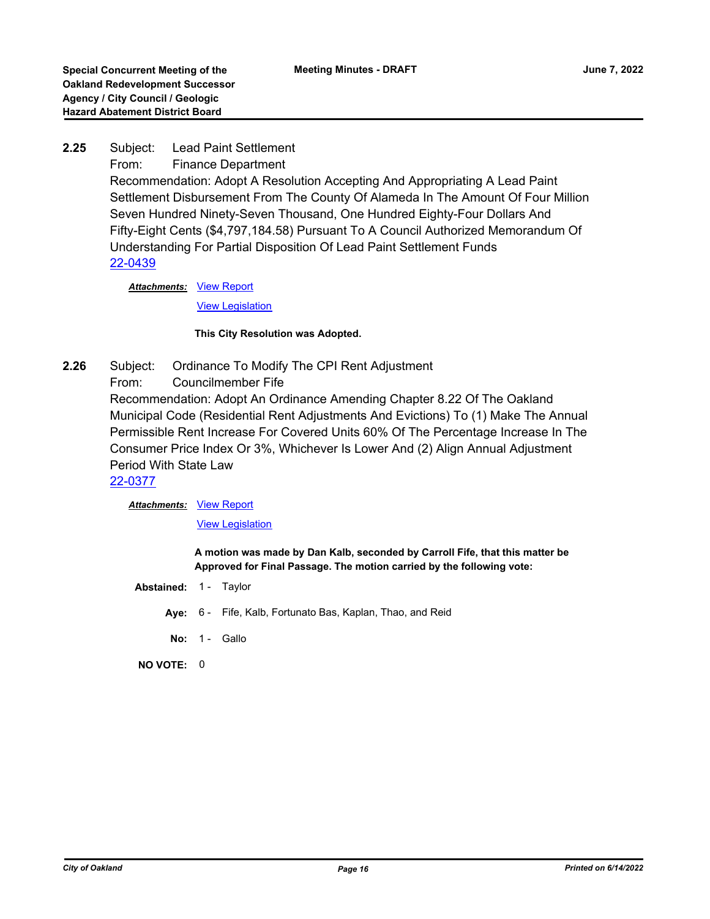**2.25** Subject: Lead Paint Settlement

From: Finance Department

Recommendation: Adopt A Resolution Accepting And Appropriating A Lead Paint Settlement Disbursement From The County Of Alameda In The Amount Of Four Million Seven Hundred Ninety-Seven Thousand, One Hundred Eighty-Four Dollars And Fifty-Eight Cents ($4,797,184.58) Pursuant To A Council Authorized Memorandum Of Understanding For Partial Disposition Of Lead Paint Settlement Funds

22-0439

***Attachments:*** View Report

View Legislation

**This City Resolution was Adopted.**

**2.26** Subject: Ordinance To Modify The CPI Rent Adjustment

From: Councilmember Fife

Recommendation: Adopt An Ordinance Amending Chapter 8.22 Of The Oakland Municipal Code (Residential Rent Adjustments And Evictions) To (1) Make The Annual Permissible Rent Increase For Covered Units 60% Of The Percentage Increase In The Consumer Price Index Or 3%, Whichever Is Lower And (2) Align Annual Adjustment Period With State Law

22-0377

***Attachments:*** View Report

View Legislation

**A motion was made by Dan Kalb, seconded by Carroll Fife, that this matter be Approved for Final Passage. The motion carried by the following vote:**

**Abstained:** 1 - Taylor

**Aye:** 6 - Fife, Kalb, Fortunato Bas, Kaplan, Thao, and Reid

**No:** 1 - Gallo

**NO VOTE:** 0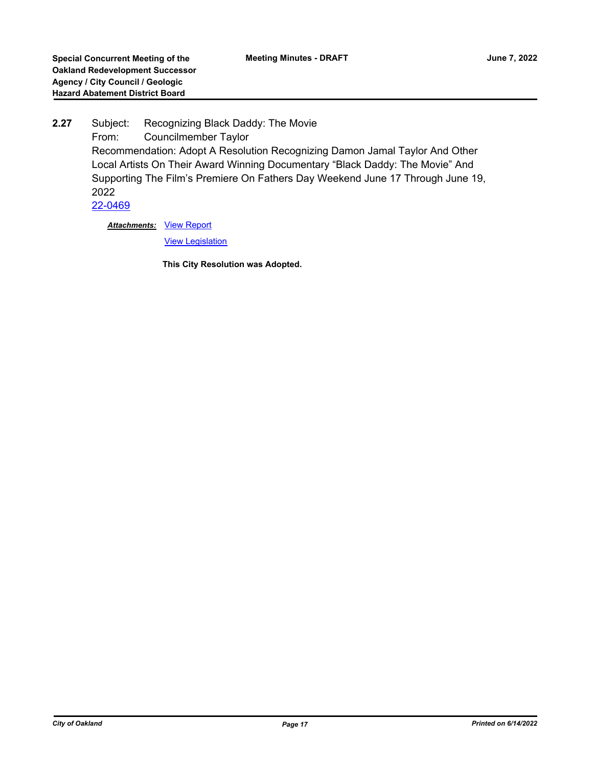**2.27** Subject: Recognizing Black Daddy: The Movie

From: Councilmember Taylor

Recommendation: Adopt A Resolution Recognizing Damon Jamal Taylor And Other Local Artists On Their Award Winning Documentary “Black Daddy: The Movie” And Supporting The Film’s Premiere On Fathers Day Weekend June 17 Through June 19, 2022

22-0469

***Attachments:*** View Report

View Legislation

**This City Resolution was Adopted.**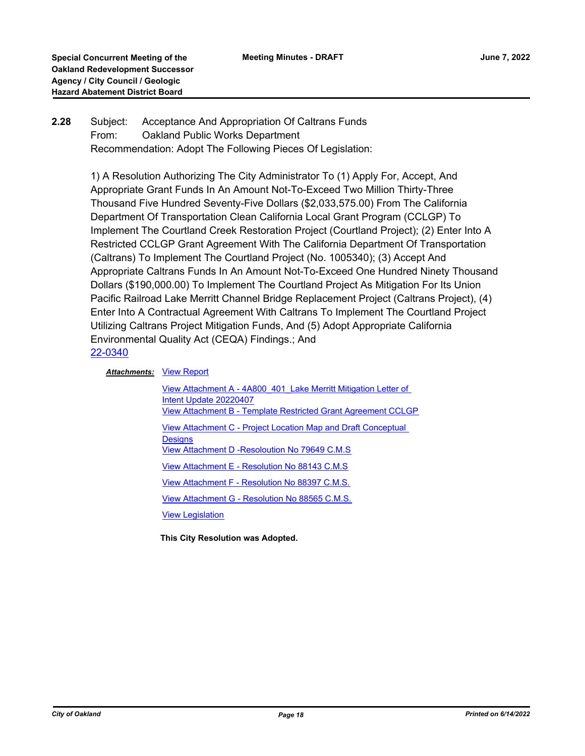**2.28** Subject: Acceptance And Appropriation Of Caltrans Funds
From: Oakland Public Works Department
Recommendation: Adopt The Following Pieces Of Legislation:

1) A Resolution Authorizing The City Administrator To (1) Apply For, Accept, And Appropriate Grant Funds In An Amount Not-To-Exceed Two Million Thirty-Three Thousand Five Hundred Seventy-Five Dollars ($2,033,575.00) From The California Department Of Transportation Clean California Local Grant Program (CCLGP) To Implement The Courtland Creek Restoration Project (Courtland Project); (2) Enter Into A Restricted CCLGP Grant Agreement With The California Department Of Transportation (Caltrans) To Implement The Courtland Project (No. 1005340); (3) Accept And Appropriate Caltrans Funds In An Amount Not-To-Exceed One Hundred Ninety Thousand Dollars ($190,000.00) To Implement The Courtland Project As Mitigation For Its Union Pacific Railroad Lake Merritt Channel Bridge Replacement Project (Caltrans Project), (4) Enter Into A Contractual Agreement With Caltrans To Implement The Courtland Project Utilizing Caltrans Project Mitigation Funds, And (5) Adopt Appropriate California Environmental Quality Act (CEQA) Findings.; And

22-0340

***Attachments:*** View Report

View Attachment A - 4A800_401_Lake Merritt Mitigation Letter of Intent Update 20220407

View Attachment B - Template Restricted Grant Agreement CCLGP

View Attachment C - Project Location Map and Draft Conceptual Designs

View Attachment D -Resoloution No 79649 C.M.S

View Attachment E - Resolution No 88143 C.M.S

View Attachment F - Resolution No 88397 C.M.S.

View Attachment G - Resolution No 88565 C.M.S.

View Legislation

**This City Resolution was Adopted.**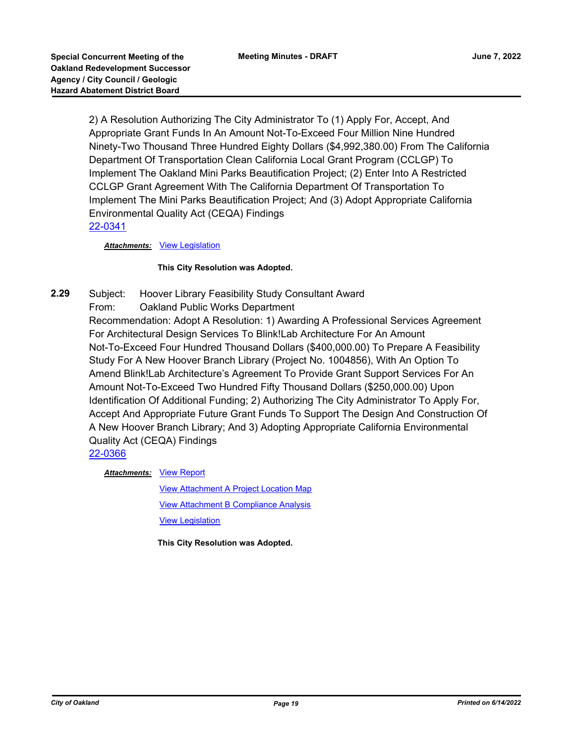2) A Resolution Authorizing The City Administrator To (1) Apply For, Accept, And Appropriate Grant Funds In An Amount Not-To-Exceed Four Million Nine Hundred Ninety-Two Thousand Three Hundred Eighty Dollars ($4,992,380.00) From The California Department Of Transportation Clean California Local Grant Program (CCLGP) To Implement The Oakland Mini Parks Beautification Project; (2) Enter Into A Restricted CCLGP Grant Agreement With The California Department Of Transportation To Implement The Mini Parks Beautification Project; And (3) Adopt Appropriate California Environmental Quality Act (CEQA) Findings

22-0341

***Attachments:*** View Legislation

**This City Resolution was Adopted.**

**2.29** Subject: Hoover Library Feasibility Study Consultant Award

From: Oakland Public Works Department

Recommendation: Adopt A Resolution: 1) Awarding A Professional Services Agreement For Architectural Design Services To Blink!Lab Architecture For An Amount Not-To-Exceed Four Hundred Thousand Dollars ($400,000.00) To Prepare A Feasibility Study For A New Hoover Branch Library (Project No. 1004856), With An Option To Amend Blink!Lab Architecture's Agreement To Provide Grant Support Services For An Amount Not-To-Exceed Two Hundred Fifty Thousand Dollars ($250,000.00) Upon Identification Of Additional Funding; 2) Authorizing The City Administrator To Apply For, Accept And Appropriate Future Grant Funds To Support The Design And Construction Of A New Hoover Branch Library; And 3) Adopting Appropriate California Environmental Quality Act (CEQA) Findings

22-0366

***Attachments:*** View Report

View Attachment A Project Location Map

View Attachment B Compliance Analysis

View Legislation

**This City Resolution was Adopted.**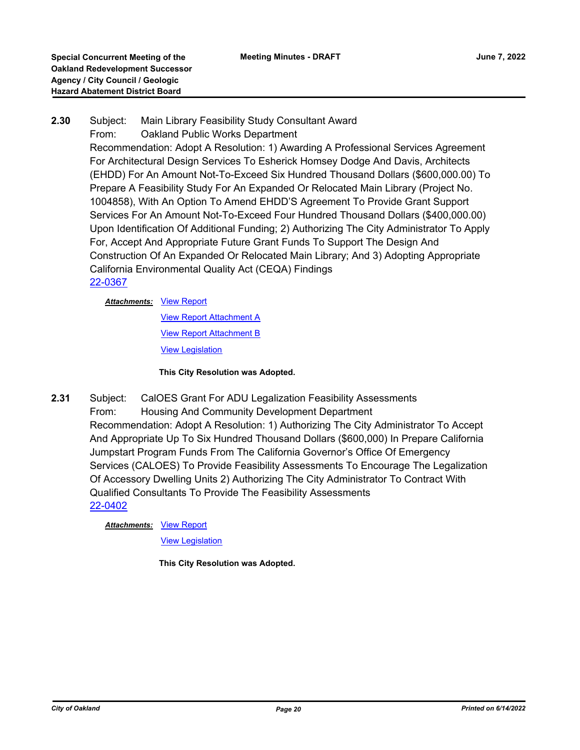**2.30** Subject: Main Library Feasibility Study Consultant Award

From: Oakland Public Works Department

Recommendation: Adopt A Resolution: 1) Awarding A Professional Services Agreement For Architectural Design Services To Esherick Homsey Dodge And Davis, Architects (EHDD) For An Amount Not-To-Exceed Six Hundred Thousand Dollars ($600,000.00) To Prepare A Feasibility Study For An Expanded Or Relocated Main Library (Project No. 1004858), With An Option To Amend EHDD'S Agreement To Provide Grant Support Services For An Amount Not-To-Exceed Four Hundred Thousand Dollars ($400,000.00) Upon Identification Of Additional Funding; 2) Authorizing The City Administrator To Apply For, Accept And Appropriate Future Grant Funds To Support The Design And Construction Of An Expanded Or Relocated Main Library; And 3) Adopting Appropriate California Environmental Quality Act (CEQA) Findings

22-0367

***Attachments:*** View Report

View Report Attachment A

View Report Attachment B

View Legislation

**This City Resolution was Adopted.**

**2.31** Subject: CalOES Grant For ADU Legalization Feasibility Assessments

From: Housing And Community Development Department

Recommendation: Adopt A Resolution: 1) Authorizing The City Administrator To Accept And Appropriate Up To Six Hundred Thousand Dollars ($600,000) In Prepare California Jumpstart Program Funds From The California Governor's Office Of Emergency Services (CALOES) To Provide Feasibility Assessments To Encourage The Legalization Of Accessory Dwelling Units 2) Authorizing The City Administrator To Contract With Qualified Consultants To Provide The Feasibility Assessments

22-0402

***Attachments:*** View Report

View Legislation

**This City Resolution was Adopted.**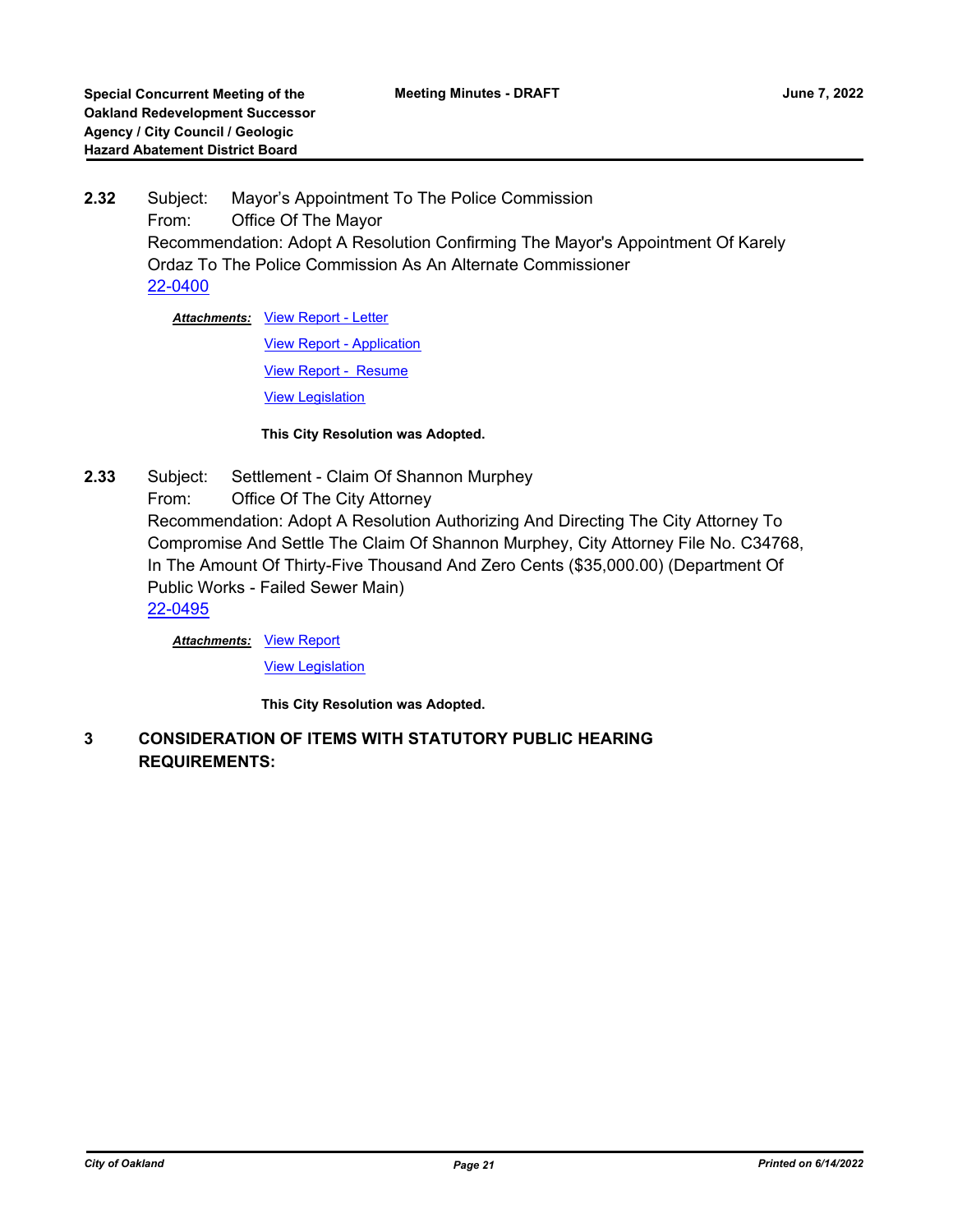**2.32** Subject: Mayor's Appointment To The Police Commission
From: Office Of The Mayor
Recommendation: Adopt A Resolution Confirming The Mayor's Appointment Of Karely Ordaz To The Police Commission As An Alternate Commissioner
22-0400

***Attachments:*** View Report - Letter
View Report - Application
View Report - Resume
View Legislation

**This City Resolution was Adopted.**

**2.33** Subject: Settlement - Claim Of Shannon Murphey
From: Office Of The City Attorney
Recommendation: Adopt A Resolution Authorizing And Directing The City Attorney To Compromise And Settle The Claim Of Shannon Murphey, City Attorney File No. C34768, In The Amount Of Thirty-Five Thousand And Zero Cents ($35,000.00) (Department Of Public Works - Failed Sewer Main)
22-0495

***Attachments:*** View Report
View Legislation

**This City Resolution was Adopted.**

## 3 CONSIDERATION OF ITEMS WITH STATUTORY PUBLIC HEARING REQUIREMENTS: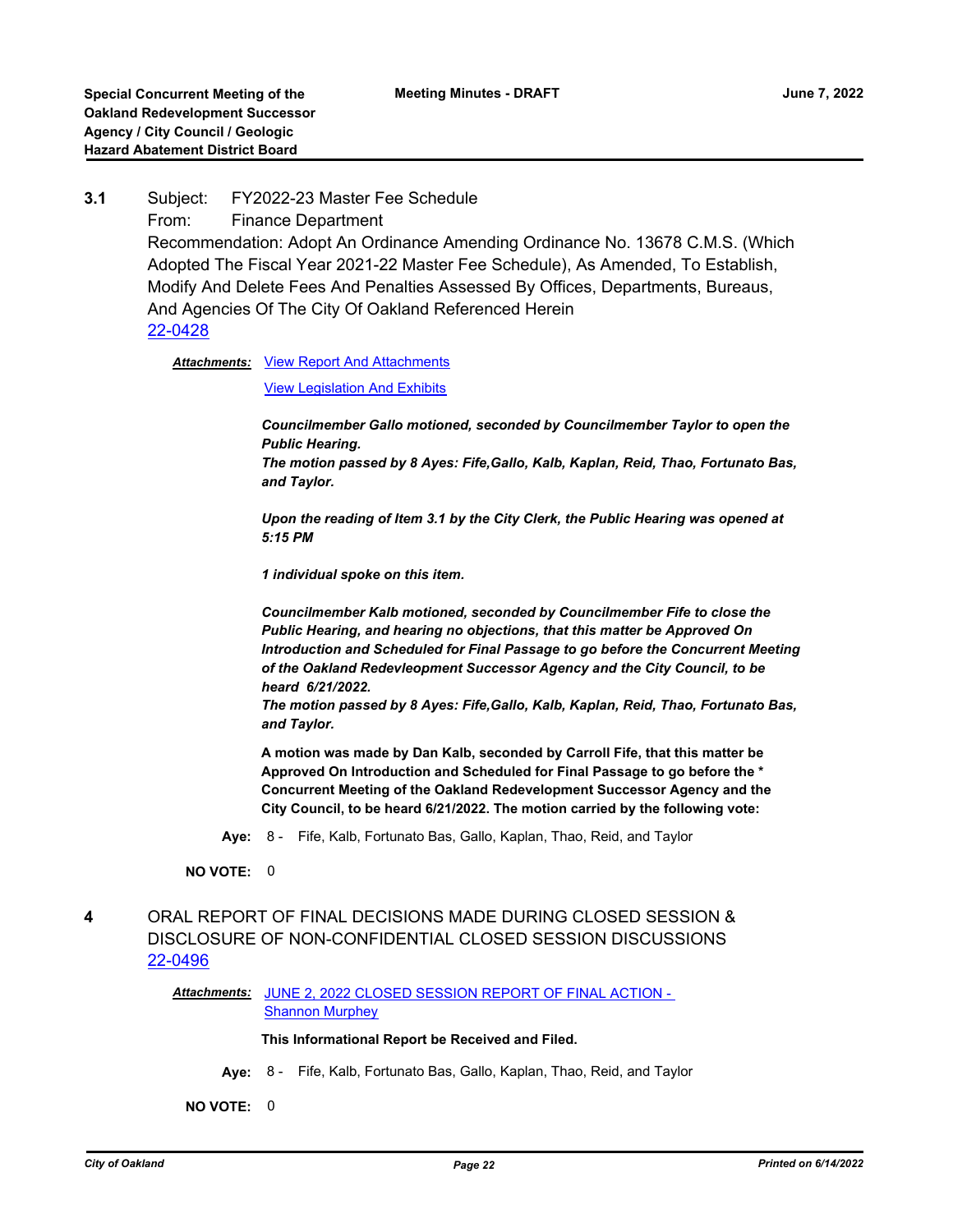**3.1** Subject: FY2022-23 Master Fee Schedule

From: Finance Department

Recommendation: Adopt An Ordinance Amending Ordinance No. 13678 C.M.S. (Which Adopted The Fiscal Year 2021-22 Master Fee Schedule), As Amended, To Establish, Modify And Delete Fees And Penalties Assessed By Offices, Departments, Bureaus, And Agencies Of The City Of Oakland Referenced Herein

22-0428

***Attachments:*** View Report And Attachments

View Legislation And Exhibits

***Councilmember Gallo motioned, seconded by Councilmember Taylor to open the Public Hearing.***
***The motion passed by 8 Ayes: Fife,Gallo, Kalb, Kaplan, Reid, Thao, Fortunato Bas, and Taylor.***

***Upon the reading of Item 3.1 by the City Clerk, the Public Hearing was opened at 5:15 PM***

***1 individual spoke on this item.***

***Councilmember Kalb motioned, seconded by Councilmember Fife to close the Public Hearing, and hearing no objections, that this matter be Approved On Introduction and Scheduled for Final Passage to go before the Concurrent Meeting of the Oakland Redevleopment Successor Agency and the City Council, to be heard 6/21/2022.***
***The motion passed by 8 Ayes: Fife,Gallo, Kalb, Kaplan, Reid, Thao, Fortunato Bas, and Taylor.***

**A motion was made by Dan Kalb, seconded by Carroll Fife, that this matter be Approved On Introduction and Scheduled for Final Passage to go before the * Concurrent Meeting of the Oakland Redevelopment Successor Agency and the City Council, to be heard 6/21/2022. The motion carried by the following vote:**

**Aye:** 8 - Fife, Kalb, Fortunato Bas, Gallo, Kaplan, Thao, Reid, and Taylor

**NO VOTE:** 0

**4** ORAL REPORT OF FINAL DECISIONS MADE DURING CLOSED SESSION & DISCLOSURE OF NON-CONFIDENTIAL CLOSED SESSION DISCUSSIONS

22-0496

***Attachments:*** JUNE 2, 2022 CLOSED SESSION REPORT OF FINAL ACTION - Shannon Murphey

**This Informational Report be Received and Filed.**

**Aye:** 8 - Fife, Kalb, Fortunato Bas, Gallo, Kaplan, Thao, Reid, and Taylor

**NO VOTE:** 0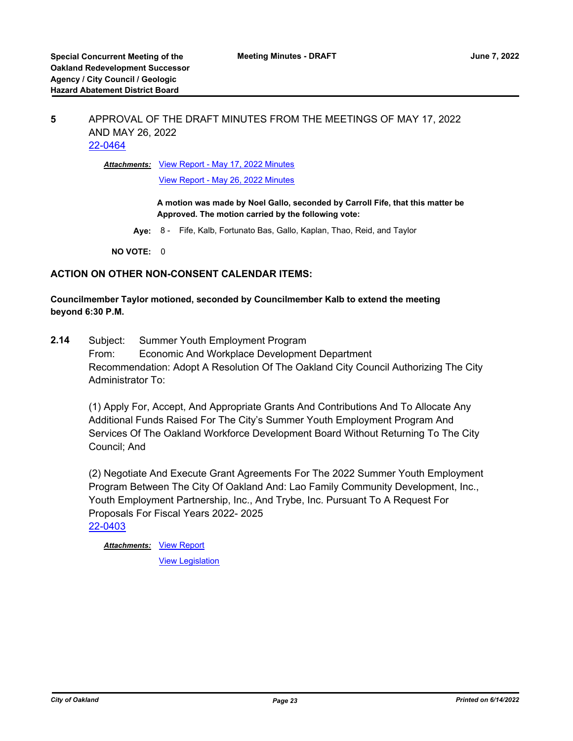**5** APPROVAL OF THE DRAFT MINUTES FROM THE MEETINGS OF MAY 17, 2022 AND MAY 26, 2022
22-0464

***Attachments:*** View Report - May 17, 2022 Minutes
View Report - May 26, 2022 Minutes

**A motion was made by Noel Gallo, seconded by Carroll Fife, that this matter be Approved. The motion carried by the following vote:**

**Aye:** 8 - Fife, Kalb, Fortunato Bas, Gallo, Kaplan, Thao, Reid, and Taylor

**NO VOTE:** 0

**ACTION ON OTHER NON-CONSENT CALENDAR ITEMS:**

**Councilmember Taylor motioned, seconded by Councilmember Kalb to extend the meeting beyond 6:30 P.M.**

**2.14** Subject: Summer Youth Employment Program
From: Economic And Workplace Development Department
Recommendation: Adopt A Resolution Of The Oakland City Council Authorizing The City Administrator To:

(1) Apply For, Accept, And Appropriate Grants And Contributions And To Allocate Any Additional Funds Raised For The City's Summer Youth Employment Program And Services Of The Oakland Workforce Development Board Without Returning To The City Council; And

(2) Negotiate And Execute Grant Agreements For The 2022 Summer Youth Employment Program Between The City Of Oakland And: Lao Family Community Development, Inc., Youth Employment Partnership, Inc., And Trybe, Inc. Pursuant To A Request For Proposals For Fiscal Years 2022- 2025
22-0403

***Attachments:*** View Report
View Legislation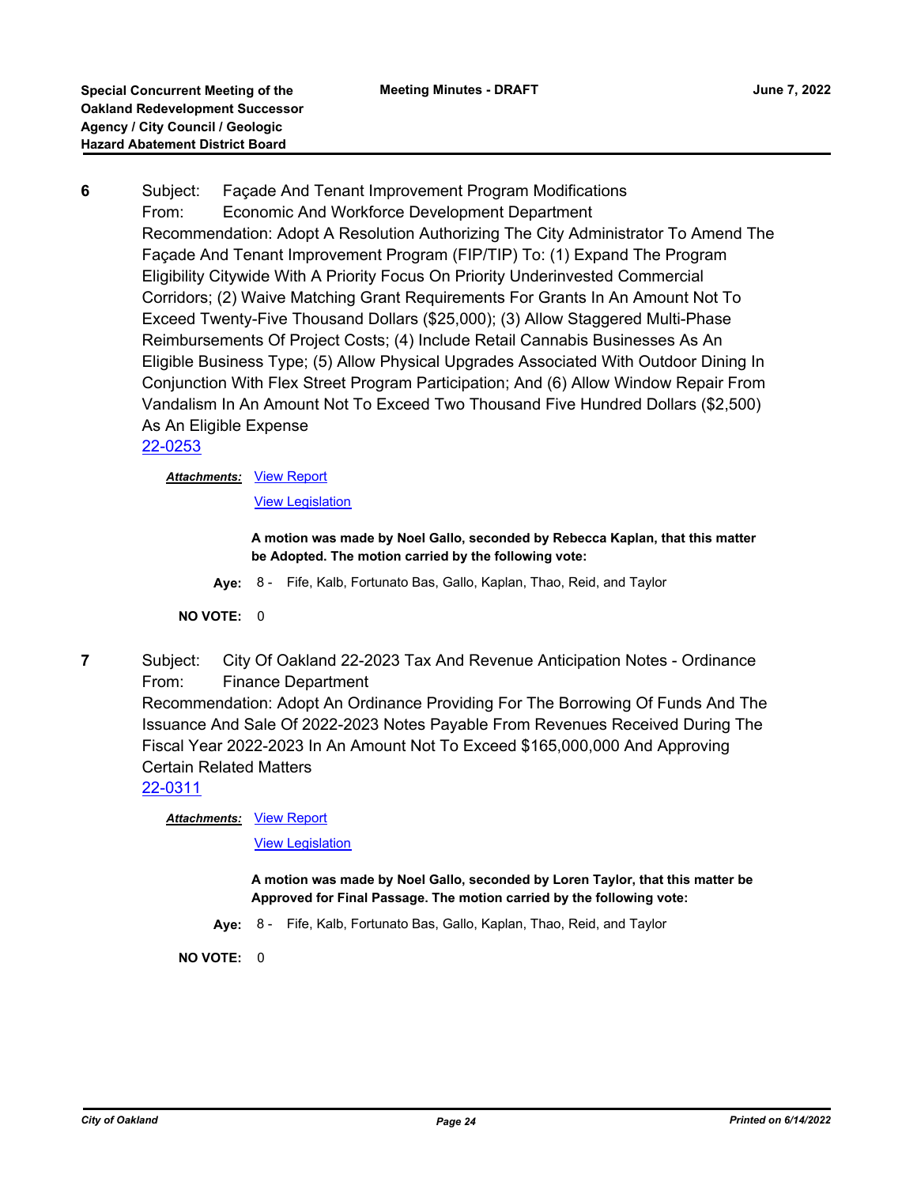**6** Subject: Façade And Tenant Improvement Program Modifications
From: Economic And Workforce Development Department
Recommendation: Adopt A Resolution Authorizing The City Administrator To Amend The Façade And Tenant Improvement Program (FIP/TIP) To: (1) Expand The Program Eligibility Citywide With A Priority Focus On Priority Underinvested Commercial Corridors; (2) Waive Matching Grant Requirements For Grants In An Amount Not To Exceed Twenty-Five Thousand Dollars ($25,000); (3) Allow Staggered Multi-Phase Reimbursements Of Project Costs; (4) Include Retail Cannabis Businesses As An Eligible Business Type; (5) Allow Physical Upgrades Associated With Outdoor Dining In Conjunction With Flex Street Program Participation; And (6) Allow Window Repair From Vandalism In An Amount Not To Exceed Two Thousand Five Hundred Dollars ($2,500) As An Eligible Expense
22-0253

***Attachments:*** View Report
View Legislation

**A motion was made by Noel Gallo, seconded by Rebecca Kaplan, that this matter be Adopted. The motion carried by the following vote:**

**Aye:** 8 - Fife, Kalb, Fortunato Bas, Gallo, Kaplan, Thao, Reid, and Taylor

**NO VOTE:** 0

**7** Subject: City Of Oakland 22-2023 Tax And Revenue Anticipation Notes - Ordinance
From: Finance Department
Recommendation: Adopt An Ordinance Providing For The Borrowing Of Funds And The Issuance And Sale Of 2022-2023 Notes Payable From Revenues Received During The Fiscal Year 2022-2023 In An Amount Not To Exceed $165,000,000 And Approving Certain Related Matters
22-0311

***Attachments:*** View Report
View Legislation

**A motion was made by Noel Gallo, seconded by Loren Taylor, that this matter be Approved for Final Passage. The motion carried by the following vote:**

**Aye:** 8 - Fife, Kalb, Fortunato Bas, Gallo, Kaplan, Thao, Reid, and Taylor

**NO VOTE:** 0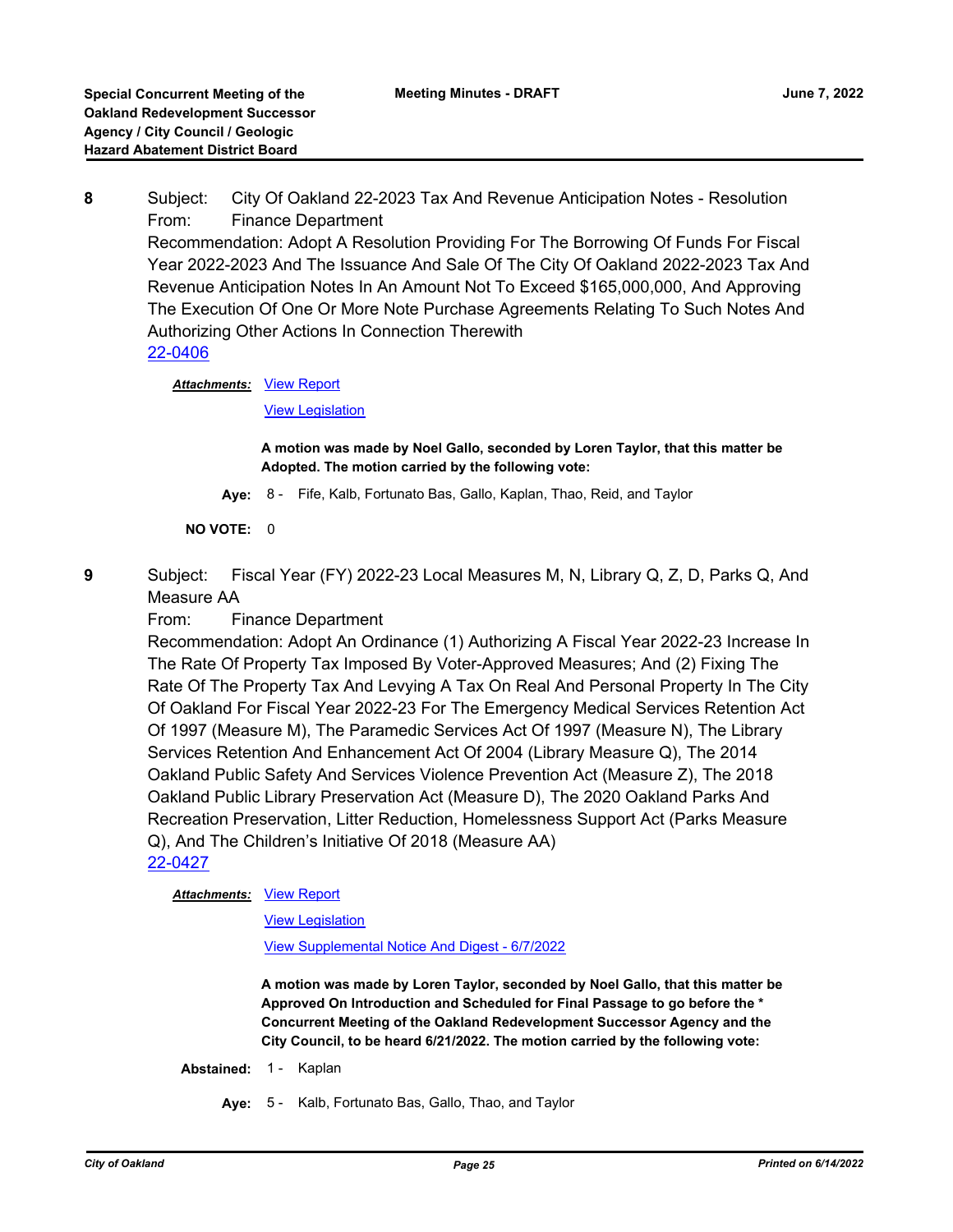**8** Subject: City Of Oakland 22-2023 Tax And Revenue Anticipation Notes - Resolution
From: Finance Department
Recommendation: Adopt A Resolution Providing For The Borrowing Of Funds For Fiscal Year 2022-2023 And The Issuance And Sale Of The City Of Oakland 2022-2023 Tax And Revenue Anticipation Notes In An Amount Not To Exceed $165,000,000, And Approving The Execution Of One Or More Note Purchase Agreements Relating To Such Notes And Authorizing Other Actions In Connection Therewith
22-0406

***Attachments:*** View Report
View Legislation

**A motion was made by Noel Gallo, seconded by Loren Taylor, that this matter be Adopted. The motion carried by the following vote:**

**Aye:** 8 - Fife, Kalb, Fortunato Bas, Gallo, Kaplan, Thao, Reid, and Taylor

**NO VOTE:** 0

**9** Subject: Fiscal Year (FY) 2022-23 Local Measures M, N, Library Q, Z, D, Parks Q, And Measure AA
From: Finance Department
Recommendation: Adopt An Ordinance (1) Authorizing A Fiscal Year 2022-23 Increase In The Rate Of Property Tax Imposed By Voter-Approved Measures; And (2) Fixing The Rate Of The Property Tax And Levying A Tax On Real And Personal Property In The City Of Oakland For Fiscal Year 2022-23 For The Emergency Medical Services Retention Act Of 1997 (Measure M), The Paramedic Services Act Of 1997 (Measure N), The Library Services Retention And Enhancement Act Of 2004 (Library Measure Q), The 2014 Oakland Public Safety And Services Violence Prevention Act (Measure Z), The 2018 Oakland Public Library Preservation Act (Measure D), The 2020 Oakland Parks And Recreation Preservation, Litter Reduction, Homelessness Support Act (Parks Measure Q), And The Children's Initiative Of 2018 (Measure AA)
22-0427

***Attachments:*** View Report
View Legislation
View Supplemental Notice And Digest - 6/7/2022

**A motion was made by Loren Taylor, seconded by Noel Gallo, that this matter be Approved On Introduction and Scheduled for Final Passage to go before the * Concurrent Meeting of the Oakland Redevelopment Successor Agency and the City Council, to be heard 6/21/2022. The motion carried by the following vote:**

**Abstained:** 1 - Kaplan

**Aye:** 5 - Kalb, Fortunato Bas, Gallo, Thao, and Taylor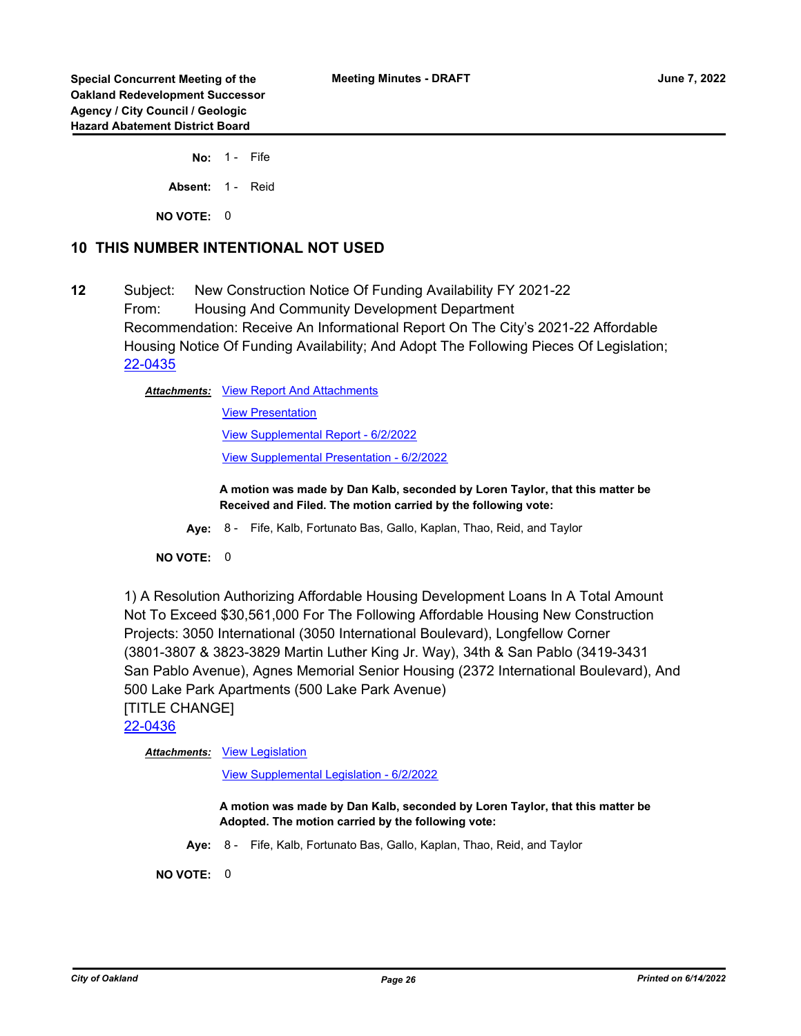**No:** 1 - Fife

**Absent:** 1 - Reid

**NO VOTE:** 0

## 10 THIS NUMBER INTENTIONAL NOT USED

**12** Subject: New Construction Notice Of Funding Availability FY 2021-22
From: Housing And Community Development Department
Recommendation: Receive An Informational Report On The City's 2021-22 Affordable Housing Notice Of Funding Availability; And Adopt The Following Pieces Of Legislation;
22-0435

***Attachments:*** View Report And Attachments

View Presentation

View Supplemental Report - 6/2/2022

View Supplemental Presentation - 6/2/2022

**A motion was made by Dan Kalb, seconded by Loren Taylor, that this matter be Received and Filed. The motion carried by the following vote:**

**Aye:** 8 - Fife, Kalb, Fortunato Bas, Gallo, Kaplan, Thao, Reid, and Taylor

**NO VOTE:** 0

1) A Resolution Authorizing Affordable Housing Development Loans In A Total Amount Not To Exceed $30,561,000 For The Following Affordable Housing New Construction Projects: 3050 International (3050 International Boulevard), Longfellow Corner (3801-3807 & 3823-3829 Martin Luther King Jr. Way), 34th & San Pablo (3419-3431 San Pablo Avenue), Agnes Memorial Senior Housing (2372 International Boulevard), And 500 Lake Park Apartments (500 Lake Park Avenue)
[TITLE CHANGE]
22-0436

***Attachments:*** View Legislation

View Supplemental Legislation - 6/2/2022

**A motion was made by Dan Kalb, seconded by Loren Taylor, that this matter be Adopted. The motion carried by the following vote:**

**Aye:** 8 - Fife, Kalb, Fortunato Bas, Gallo, Kaplan, Thao, Reid, and Taylor

**NO VOTE:** 0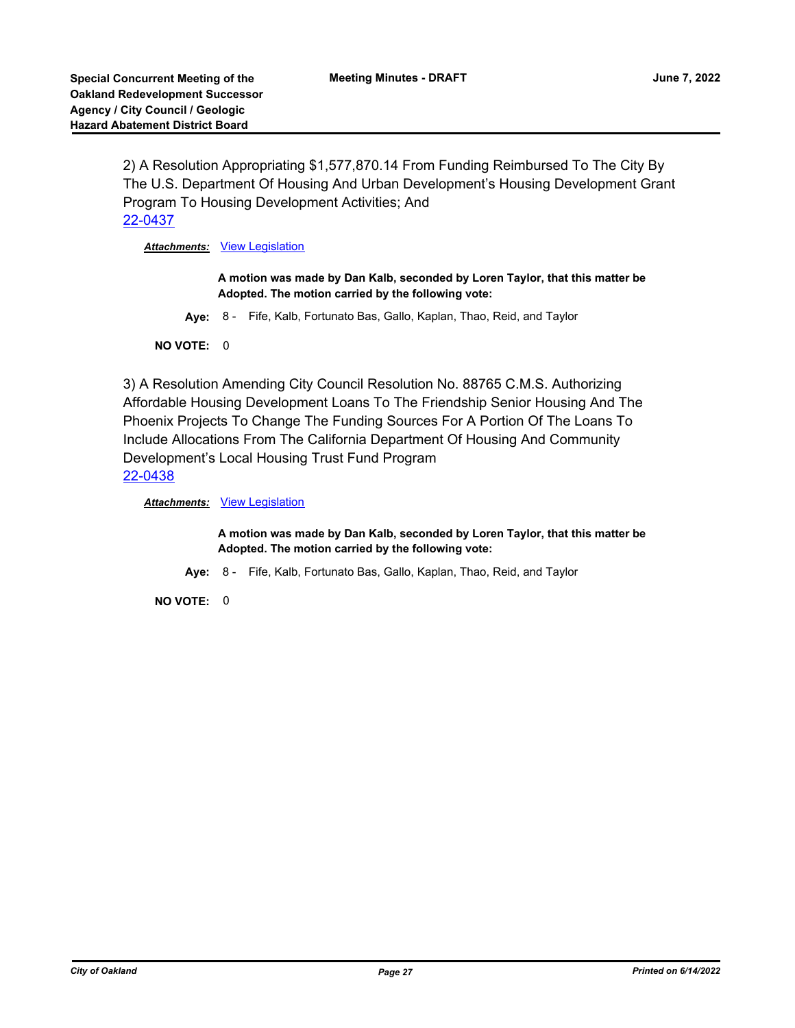2) A Resolution Appropriating $1,577,870.14 From Funding Reimbursed To The City By The U.S. Department Of Housing And Urban Development's Housing Development Grant Program To Housing Development Activities; And

22-0437

***Attachments:*** View Legislation

**A motion was made by Dan Kalb, seconded by Loren Taylor, that this matter be Adopted. The motion carried by the following vote:**

**Aye:** 8 - Fife, Kalb, Fortunato Bas, Gallo, Kaplan, Thao, Reid, and Taylor

**NO VOTE:** 0

3) A Resolution Amending City Council Resolution No. 88765 C.M.S. Authorizing Affordable Housing Development Loans To The Friendship Senior Housing And The Phoenix Projects To Change The Funding Sources For A Portion Of The Loans To Include Allocations From The California Department Of Housing And Community Development's Local Housing Trust Fund Program

22-0438

***Attachments:*** View Legislation

**A motion was made by Dan Kalb, seconded by Loren Taylor, that this matter be Adopted. The motion carried by the following vote:**

**Aye:** 8 - Fife, Kalb, Fortunato Bas, Gallo, Kaplan, Thao, Reid, and Taylor

**NO VOTE:** 0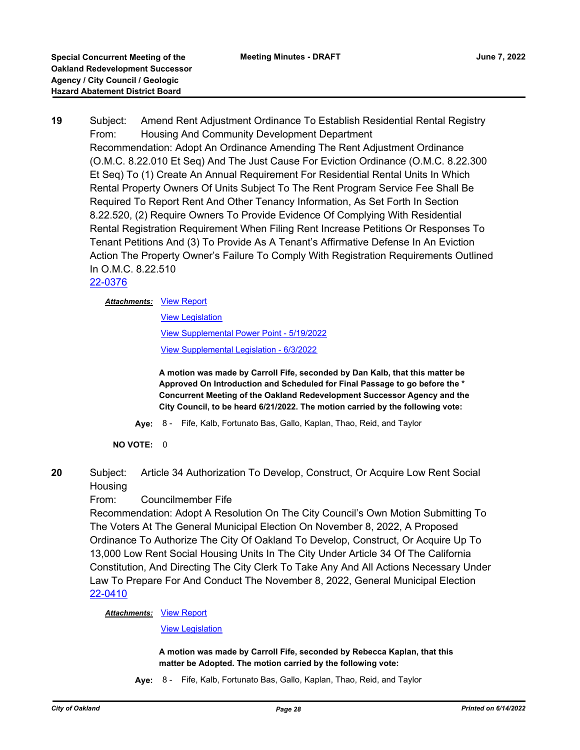**19** Subject: Amend Rent Adjustment Ordinance To Establish Residential Rental Registry
From: Housing And Community Development Department
Recommendation: Adopt An Ordinance Amending The Rent Adjustment Ordinance (O.M.C. 8.22.010 Et Seq) And The Just Cause For Eviction Ordinance (O.M.C. 8.22.300 Et Seq) To (1) Create An Annual Requirement For Residential Rental Units In Which Rental Property Owners Of Units Subject To The Rent Program Service Fee Shall Be Required To Report Rent And Other Tenancy Information, As Set Forth In Section 8.22.520, (2) Require Owners To Provide Evidence Of Complying With Residential Rental Registration Requirement When Filing Rent Increase Petitions Or Responses To Tenant Petitions And (3) To Provide As A Tenant's Affirmative Defense In An Eviction Action The Property Owner's Failure To Comply With Registration Requirements Outlined In O.M.C. 8.22.510
22-0376

***Attachments:*** View Report
View Legislation
View Supplemental Power Point - 5/19/2022
View Supplemental Legislation - 6/3/2022

**A motion was made by Carroll Fife, seconded by Dan Kalb, that this matter be Approved On Introduction and Scheduled for Final Passage to go before the * Concurrent Meeting of the Oakland Redevelopment Successor Agency and the City Council, to be heard 6/21/2022. The motion carried by the following vote:**

**Aye:** 8 - Fife, Kalb, Fortunato Bas, Gallo, Kaplan, Thao, Reid, and Taylor

**NO VOTE:** 0

**20** Subject: Article 34 Authorization To Develop, Construct, Or Acquire Low Rent Social Housing
From: Councilmember Fife
Recommendation: Adopt A Resolution On The City Council's Own Motion Submitting To The Voters At The General Municipal Election On November 8, 2022, A Proposed Ordinance To Authorize The City Of Oakland To Develop, Construct, Or Acquire Up To 13,000 Low Rent Social Housing Units In The City Under Article 34 Of The California Constitution, And Directing The City Clerk To Take Any And All Actions Necessary Under Law To Prepare For And Conduct The November 8, 2022, General Municipal Election
22-0410

***Attachments:*** View Report
View Legislation

**A motion was made by Carroll Fife, seconded by Rebecca Kaplan, that this matter be Adopted. The motion carried by the following vote:**

**Aye:** 8 - Fife, Kalb, Fortunato Bas, Gallo, Kaplan, Thao, Reid, and Taylor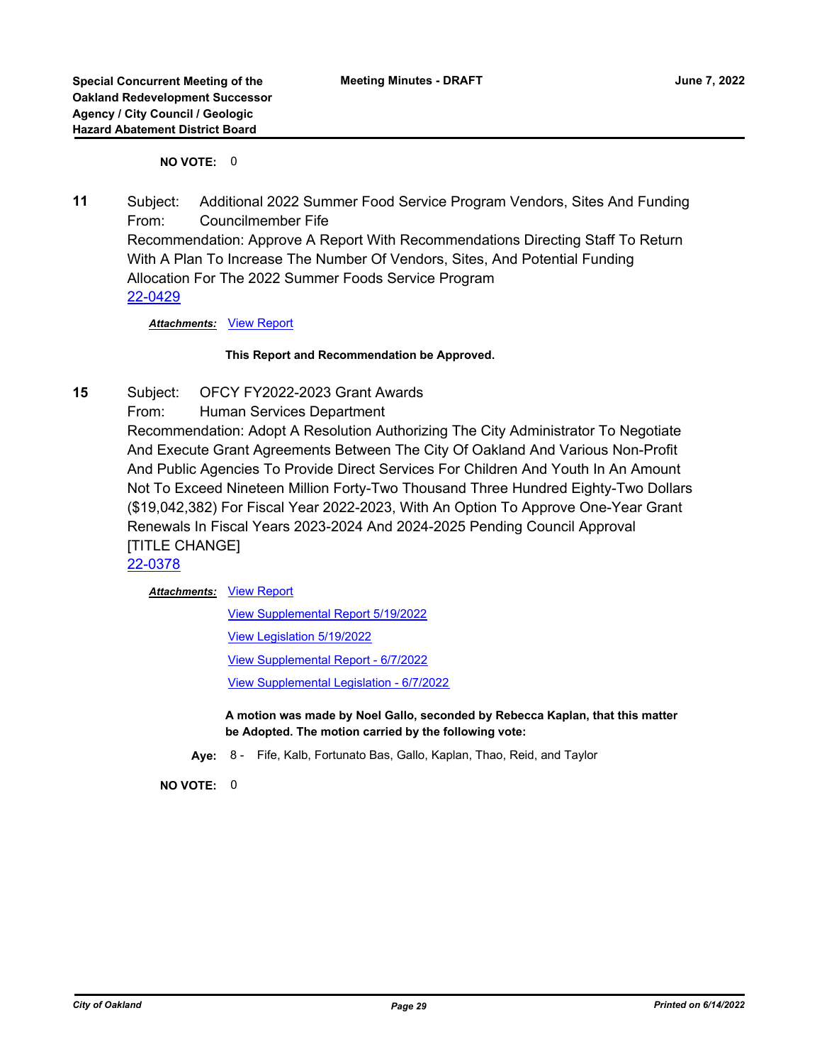**NO VOTE:** 0

**11** Subject: Additional 2022 Summer Food Service Program Vendors, Sites And Funding
From: Councilmember Fife
Recommendation: Approve A Report With Recommendations Directing Staff To Return With A Plan To Increase The Number Of Vendors, Sites, And Potential Funding Allocation For The 2022 Summer Foods Service Program
22-0429

***Attachments:*** View Report

**This Report and Recommendation be Approved.**

**15** Subject: OFCY FY2022-2023 Grant Awards
From: Human Services Department
Recommendation: Adopt A Resolution Authorizing The City Administrator To Negotiate And Execute Grant Agreements Between The City Of Oakland And Various Non-Profit And Public Agencies To Provide Direct Services For Children And Youth In An Amount Not To Exceed Nineteen Million Forty-Two Thousand Three Hundred Eighty-Two Dollars ($19,042,382) For Fiscal Year 2022-2023, With An Option To Approve One-Year Grant Renewals In Fiscal Years 2023-2024 And 2024-2025 Pending Council Approval [TITLE CHANGE]
22-0378

***Attachments:*** View Report
View Supplemental Report 5/19/2022
View Legislation 5/19/2022
View Supplemental Report - 6/7/2022
View Supplemental Legislation - 6/7/2022

**A motion was made by Noel Gallo, seconded by Rebecca Kaplan, that this matter be Adopted. The motion carried by the following vote:**

**Aye:** 8 - Fife, Kalb, Fortunato Bas, Gallo, Kaplan, Thao, Reid, and Taylor

**NO VOTE:** 0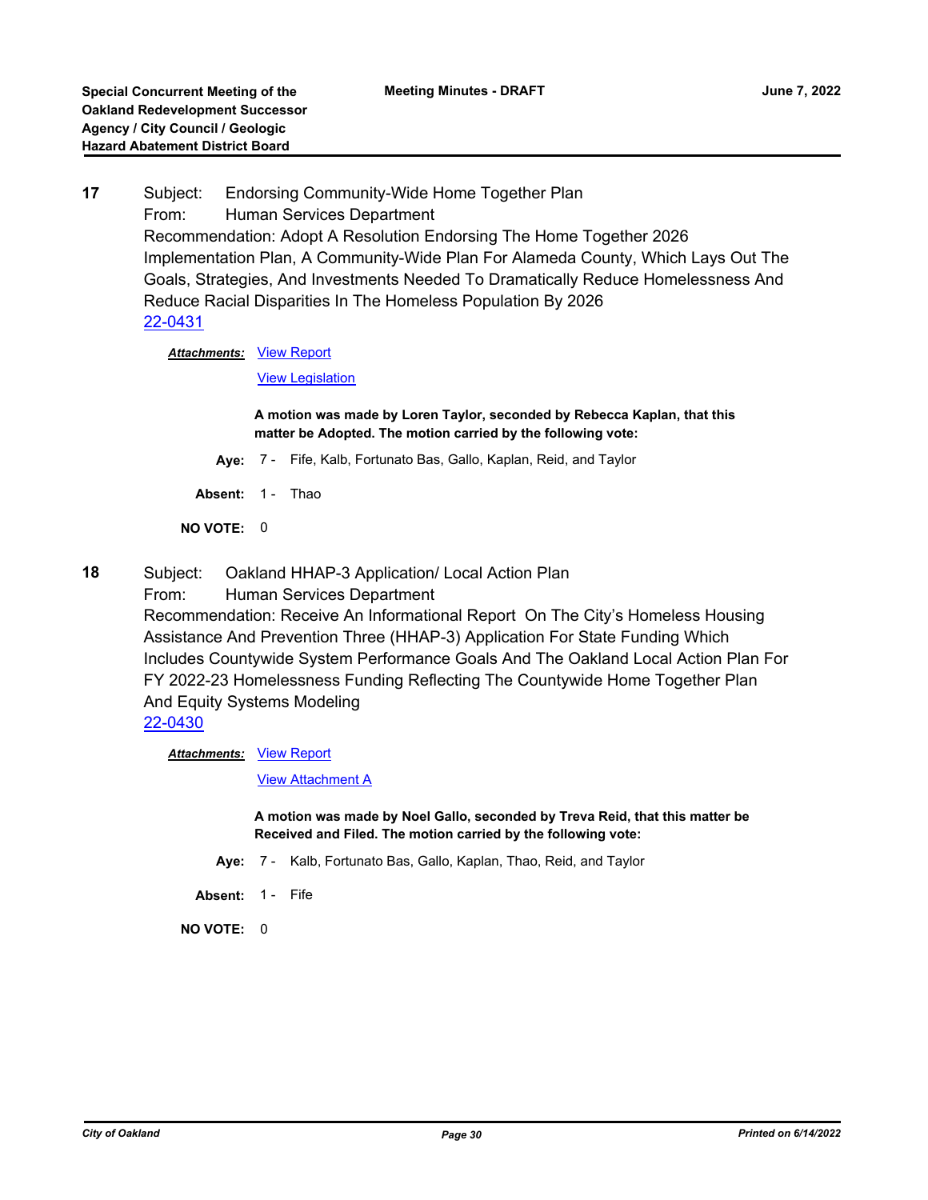**17** Subject: Endorsing Community-Wide Home Together Plan
From: Human Services Department
Recommendation: Adopt A Resolution Endorsing The Home Together 2026 Implementation Plan, A Community-Wide Plan For Alameda County, Which Lays Out The Goals, Strategies, And Investments Needed To Dramatically Reduce Homelessness And Reduce Racial Disparities In The Homeless Population By 2026
22-0431

***Attachments:*** View Report
View Legislation

**A motion was made by Loren Taylor, seconded by Rebecca Kaplan, that this matter be Adopted. The motion carried by the following vote:**

**Aye:** 7 - Fife, Kalb, Fortunato Bas, Gallo, Kaplan, Reid, and Taylor

**Absent:** 1 - Thao

**NO VOTE:** 0

**18** Subject: Oakland HHAP-3 Application/ Local Action Plan
From: Human Services Department
Recommendation: Receive An Informational Report On The City's Homeless Housing Assistance And Prevention Three (HHAP-3) Application For State Funding Which Includes Countywide System Performance Goals And The Oakland Local Action Plan For FY 2022-23 Homelessness Funding Reflecting The Countywide Home Together Plan And Equity Systems Modeling
22-0430

***Attachments:*** View Report
View Attachment A

**A motion was made by Noel Gallo, seconded by Treva Reid, that this matter be Received and Filed. The motion carried by the following vote:**

**Aye:** 7 - Kalb, Fortunato Bas, Gallo, Kaplan, Thao, Reid, and Taylor

**Absent:** 1 - Fife

**NO VOTE:** 0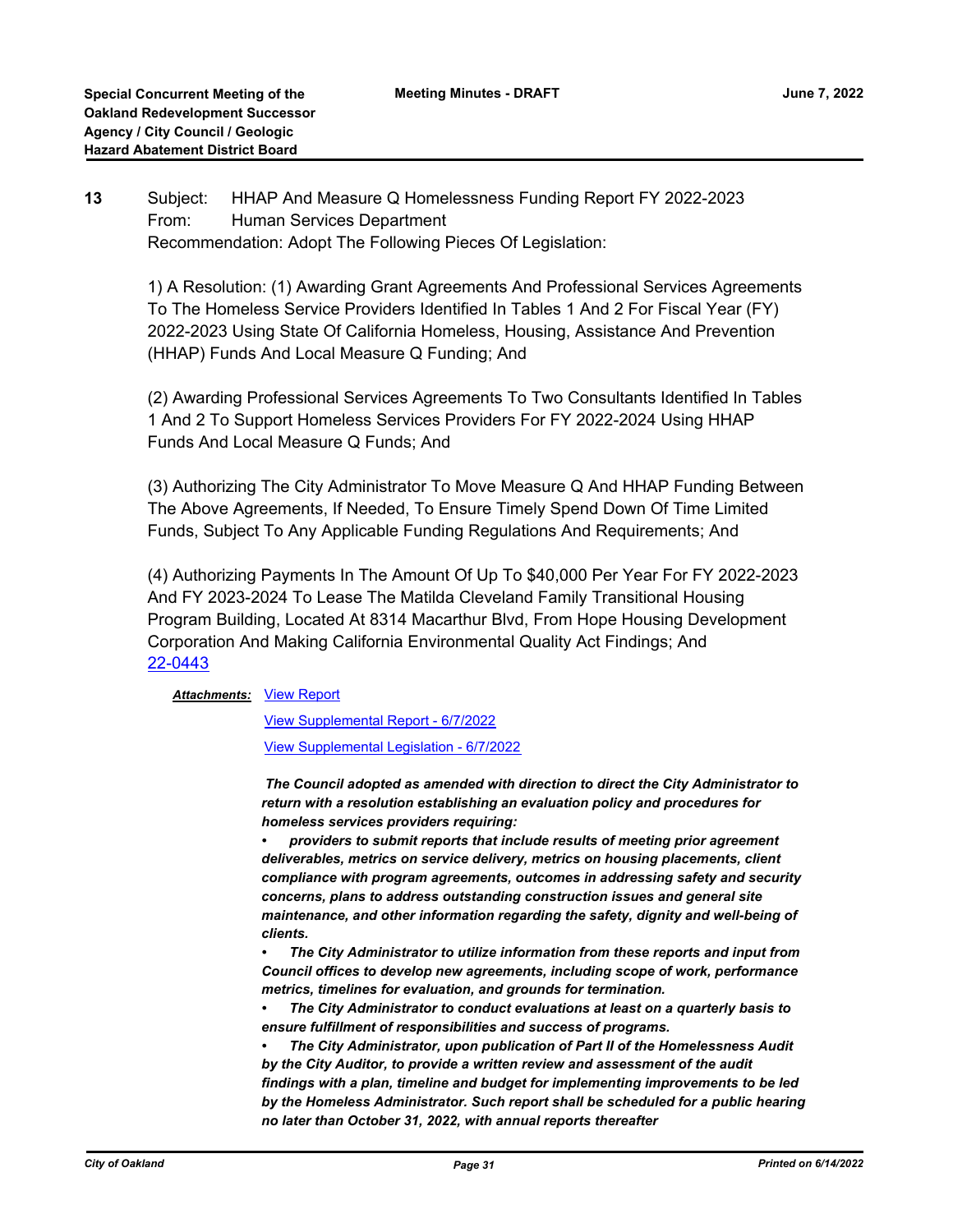**13** Subject: HHAP And Measure Q Homelessness Funding Report FY 2022-2023
From: Human Services Department
Recommendation: Adopt The Following Pieces Of Legislation:

1) A Resolution: (1) Awarding Grant Agreements And Professional Services Agreements To The Homeless Service Providers Identified In Tables 1 And 2 For Fiscal Year (FY) 2022-2023 Using State Of California Homeless, Housing, Assistance And Prevention (HHAP) Funds And Local Measure Q Funding; And

(2) Awarding Professional Services Agreements To Two Consultants Identified In Tables 1 And 2 To Support Homeless Services Providers For FY 2022-2024 Using HHAP Funds And Local Measure Q Funds; And

(3) Authorizing The City Administrator To Move Measure Q And HHAP Funding Between The Above Agreements, If Needed, To Ensure Timely Spend Down Of Time Limited Funds, Subject To Any Applicable Funding Regulations And Requirements; And

(4) Authorizing Payments In The Amount Of Up To $40,000 Per Year For FY 2022-2023 And FY 2023-2024 To Lease The Matilda Cleveland Family Transitional Housing Program Building, Located At 8314 Macarthur Blvd, From Hope Housing Development Corporation And Making California Environmental Quality Act Findings; And
22-0443

***Attachments:*** View Report

View Supplemental Report - 6/7/2022

View Supplemental Legislation - 6/7/2022

***The Council adopted as amended with direction to direct the City Administrator to return with a resolution establishing an evaluation policy and procedures for homeless services providers requiring:***

- ***providers to submit reports that include results of meeting prior agreement deliverables, metrics on service delivery, metrics on housing placements, client compliance with program agreements, outcomes in addressing safety and security concerns, plans to address outstanding construction issues and general site maintenance, and other information regarding the safety, dignity and well-being of clients.***
- ***The City Administrator to utilize information from these reports and input from Council offices to develop new agreements, including scope of work, performance metrics, timelines for evaluation, and grounds for termination.***
- ***The City Administrator to conduct evaluations at least on a quarterly basis to ensure fulfillment of responsibilities and success of programs.***
- ***The City Administrator, upon publication of Part II of the Homelessness Audit by the City Auditor, to provide a written review and assessment of the audit findings with a plan, timeline and budget for implementing improvements to be led by the Homeless Administrator. Such report shall be scheduled for a public hearing no later than October 31, 2022, with annual reports thereafter***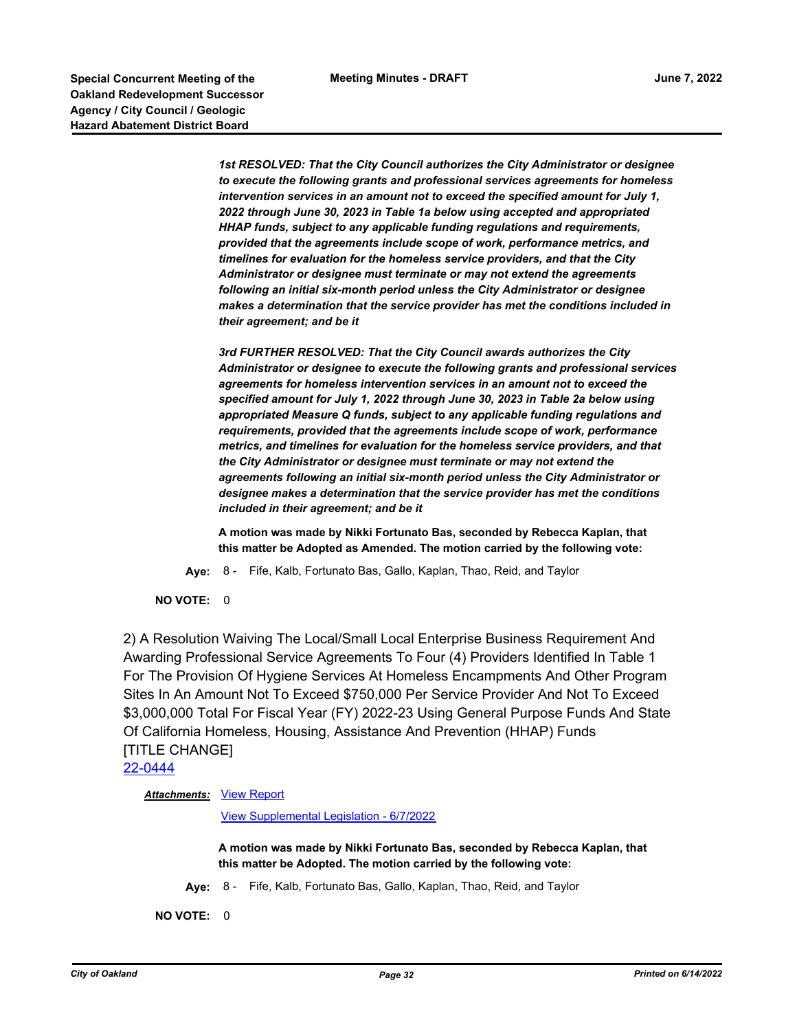***1st RESOLVED: That the City Council authorizes the City Administrator or designee to execute the following grants and professional services agreements for homeless intervention services in an amount not to exceed the specified amount for July 1, 2022 through June 30, 2023 in Table 1a below using accepted and appropriated HHAP funds, subject to any applicable funding regulations and requirements, provided that the agreements include scope of work, performance metrics, and timelines for evaluation for the homeless service providers, and that the City Administrator or designee must terminate or may not extend the agreements following an initial six-month period unless the City Administrator or designee makes a determination that the service provider has met the conditions included in their agreement; and be it***

***3rd FURTHER RESOLVED: That the City Council awards authorizes the City Administrator or designee to execute the following grants and professional services agreements for homeless intervention services in an amount not to exceed the specified amount for July 1, 2022 through June 30, 2023 in Table 2a below using appropriated Measure Q funds, subject to any applicable funding regulations and requirements, provided that the agreements include scope of work, performance metrics, and timelines for evaluation for the homeless service providers, and that the City Administrator or designee must terminate or may not extend the agreements following an initial six-month period unless the City Administrator or designee makes a determination that the service provider has met the conditions included in their agreement; and be it***

**A motion was made by Nikki Fortunato Bas, seconded by Rebecca Kaplan, that this matter be Adopted as Amended. The motion carried by the following vote:**

**Aye:** 8 - Fife, Kalb, Fortunato Bas, Gallo, Kaplan, Thao, Reid, and Taylor

**NO VOTE:** 0

2) A Resolution Waiving The Local/Small Local Enterprise Business Requirement And Awarding Professional Service Agreements To Four (4) Providers Identified In Table 1 For The Provision Of Hygiene Services At Homeless Encampments And Other Program Sites In An Amount Not To Exceed $750,000 Per Service Provider And Not To Exceed $3,000,000 Total For Fiscal Year (FY) 2022-23 Using General Purpose Funds And State Of California Homeless, Housing, Assistance And Prevention (HHAP) Funds
[TITLE CHANGE]
22-0444

***Attachments:*** View Report

View Supplemental Legislation - 6/7/2022

**A motion was made by Nikki Fortunato Bas, seconded by Rebecca Kaplan, that this matter be Adopted. The motion carried by the following vote:**

**Aye:** 8 - Fife, Kalb, Fortunato Bas, Gallo, Kaplan, Thao, Reid, and Taylor

**NO VOTE:** 0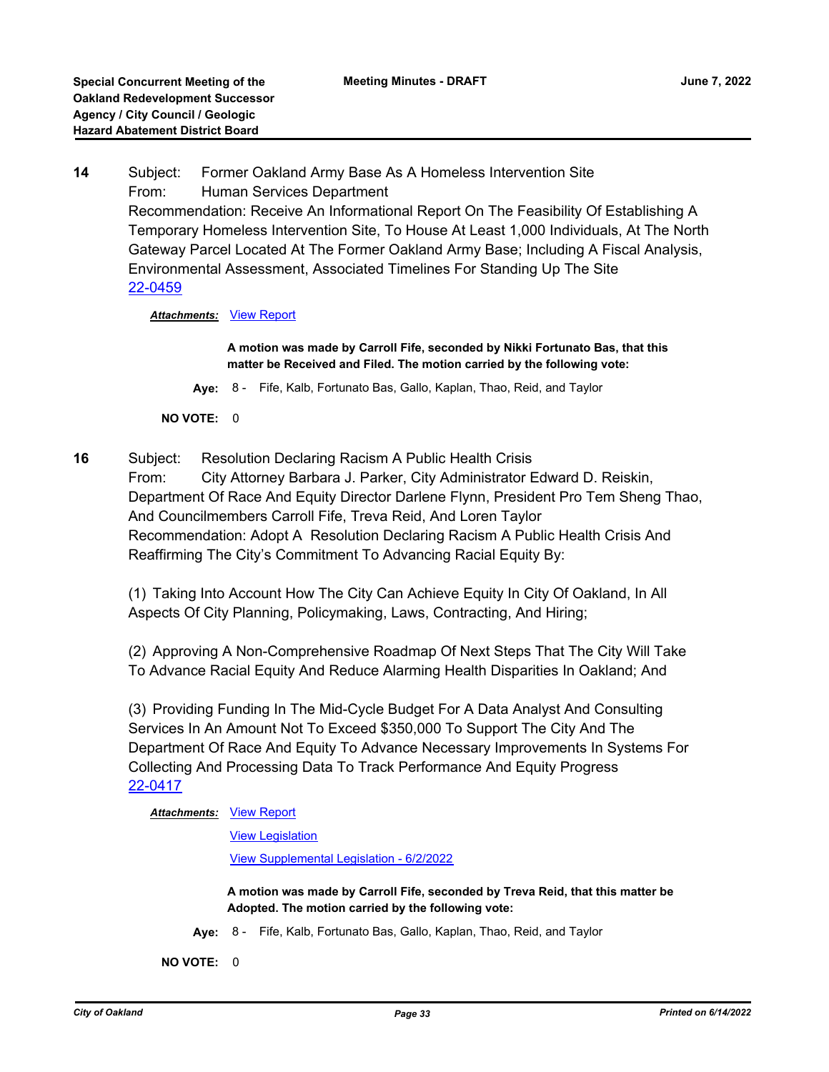**14** Subject: Former Oakland Army Base As A Homeless Intervention Site
From: Human Services Department
Recommendation: Receive An Informational Report On The Feasibility Of Establishing A Temporary Homeless Intervention Site, To House At Least 1,000 Individuals, At The North Gateway Parcel Located At The Former Oakland Army Base; Including A Fiscal Analysis, Environmental Assessment, Associated Timelines For Standing Up The Site
22-0459

***Attachments:*** View Report

**A motion was made by Carroll Fife, seconded by Nikki Fortunato Bas, that this matter be Received and Filed. The motion carried by the following vote:**

**Aye:** 8 - Fife, Kalb, Fortunato Bas, Gallo, Kaplan, Thao, Reid, and Taylor

**NO VOTE:** 0

**16** Subject: Resolution Declaring Racism A Public Health Crisis
From: City Attorney Barbara J. Parker, City Administrator Edward D. Reiskin, Department Of Race And Equity Director Darlene Flynn, President Pro Tem Sheng Thao, And Councilmembers Carroll Fife, Treva Reid, And Loren Taylor
Recommendation: Adopt A Resolution Declaring Racism A Public Health Crisis And Reaffirming The City's Commitment To Advancing Racial Equity By:

(1) Taking Into Account How The City Can Achieve Equity In City Of Oakland, In All Aspects Of City Planning, Policymaking, Laws, Contracting, And Hiring;

(2) Approving A Non-Comprehensive Roadmap Of Next Steps That The City Will Take To Advance Racial Equity And Reduce Alarming Health Disparities In Oakland; And

(3) Providing Funding In The Mid-Cycle Budget For A Data Analyst And Consulting Services In An Amount Not To Exceed $350,000 To Support The City And The Department Of Race And Equity To Advance Necessary Improvements In Systems For Collecting And Processing Data To Track Performance And Equity Progress
22-0417

***Attachments:*** View Report

View Legislation

View Supplemental Legislation - 6/2/2022

**A motion was made by Carroll Fife, seconded by Treva Reid, that this matter be Adopted. The motion carried by the following vote:**

**Aye:** 8 - Fife, Kalb, Fortunato Bas, Gallo, Kaplan, Thao, Reid, and Taylor

**NO VOTE:** 0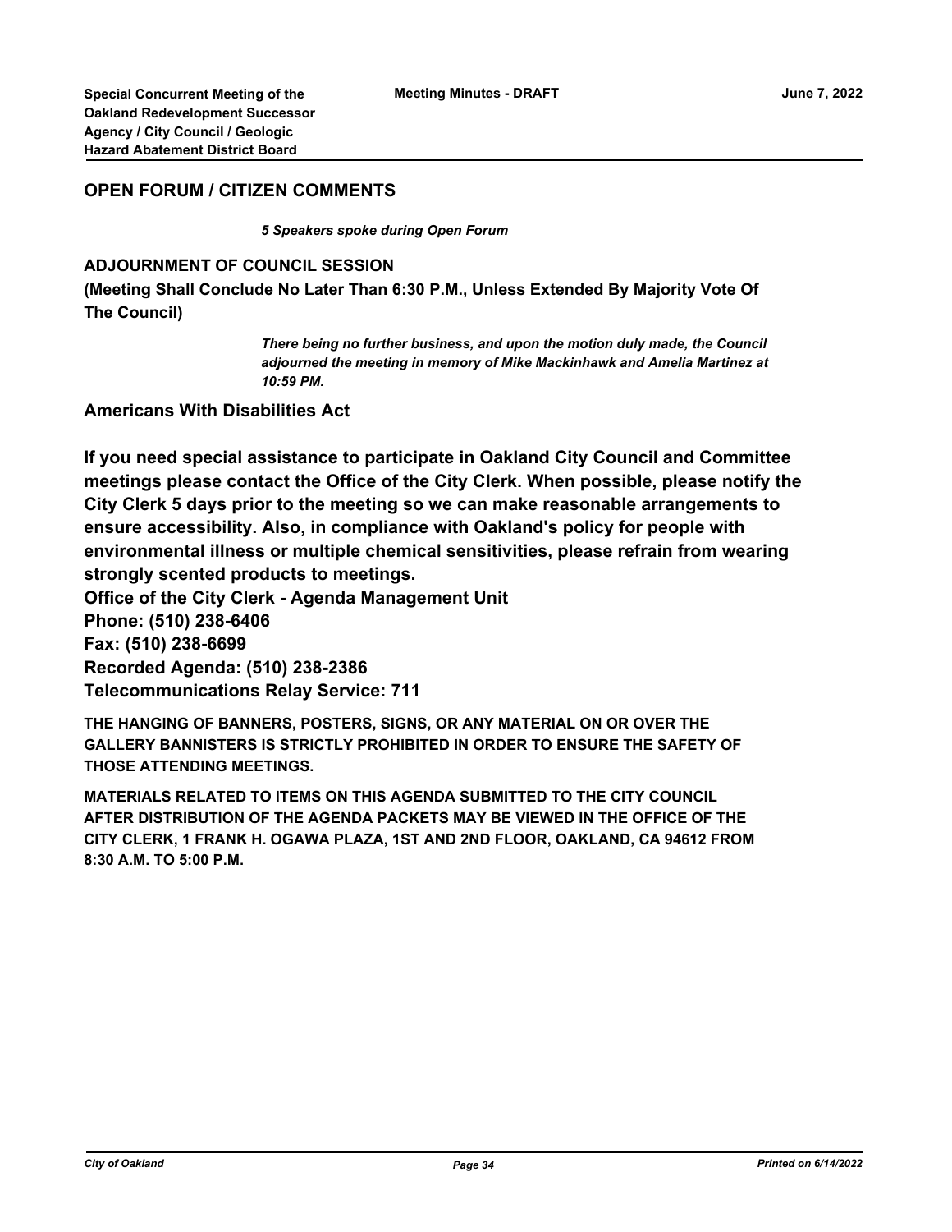## OPEN FORUM / CITIZEN COMMENTS

***5 Speakers spoke during Open Forum***

## ADJOURNMENT OF COUNCIL SESSION

**(Meeting Shall Conclude No Later Than 6:30 P.M., Unless Extended By Majority Vote Of The Council)**

***There being no further business, and upon the motion duly made, the Council adjourned the meeting in memory of Mike Mackinhawk and Amelia Martinez at 10:59 PM.***

## Americans With Disabilities Act

**If you need special assistance to participate in Oakland City Council and Committee meetings please contact the Office of the City Clerk. When possible, please notify the City Clerk 5 days prior to the meeting so we can make reasonable arrangements to ensure accessibility. Also, in compliance with Oakland's policy for people with environmental illness or multiple chemical sensitivities, please refrain from wearing strongly scented products to meetings.**

**Office of the City Clerk - Agenda Management Unit**
**Phone: (510) 238-6406**
**Fax: (510) 238-6699**
**Recorded Agenda: (510) 238-2386**
**Telecommunications Relay Service: 711**

**THE HANGING OF BANNERS, POSTERS, SIGNS, OR ANY MATERIAL ON OR OVER THE GALLERY BANNISTERS IS STRICTLY PROHIBITED IN ORDER TO ENSURE THE SAFETY OF THOSE ATTENDING MEETINGS.**

**MATERIALS RELATED TO ITEMS ON THIS AGENDA SUBMITTED TO THE CITY COUNCIL AFTER DISTRIBUTION OF THE AGENDA PACKETS MAY BE VIEWED IN THE OFFICE OF THE CITY CLERK, 1 FRANK H. OGAWA PLAZA, 1ST AND 2ND FLOOR, OAKLAND, CA 94612 FROM 8:30 A.M. TO 5:00 P.M.**